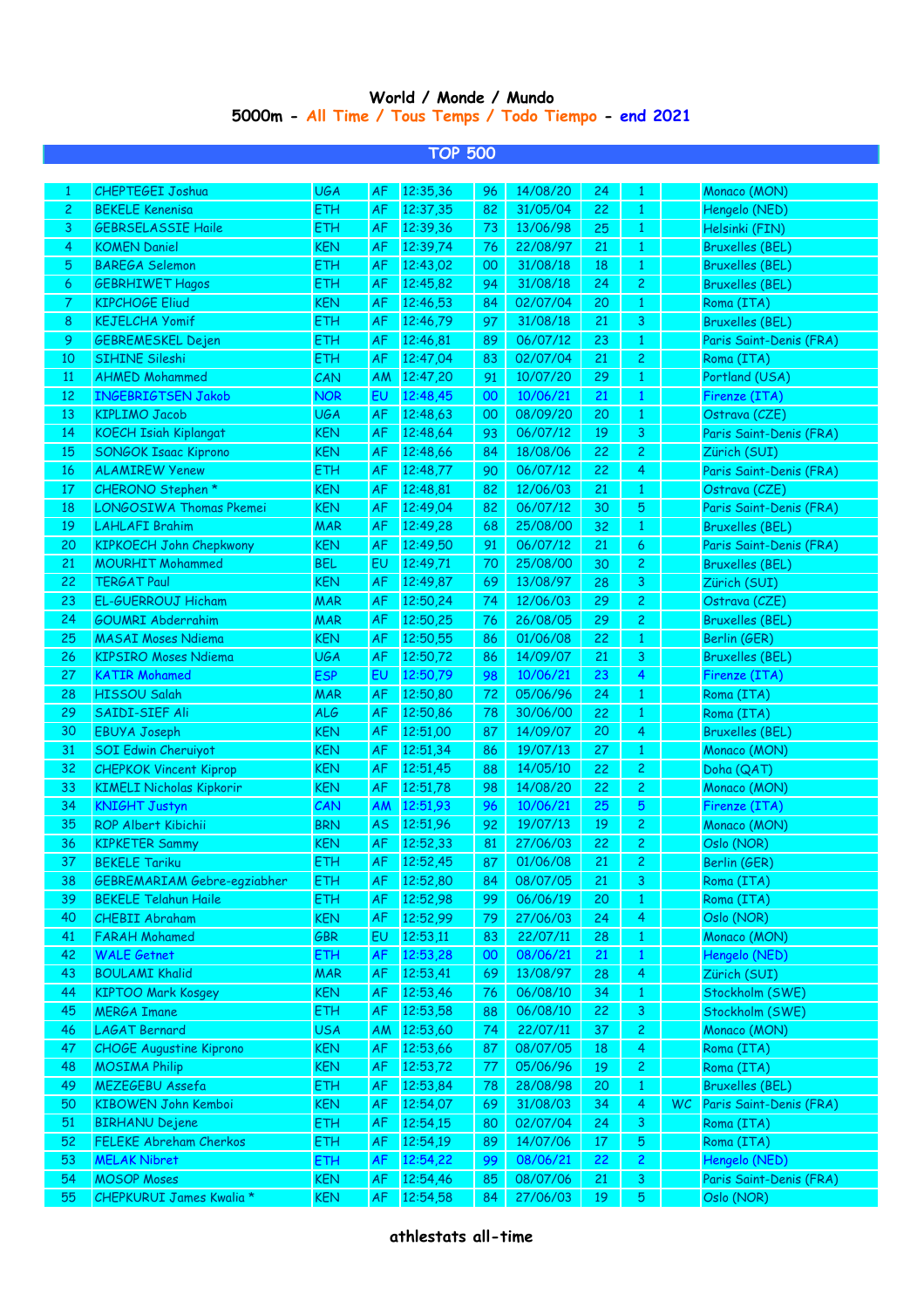# World / Monde / Mundo

## 5000m - All Time / Tous Temps / Todo Tiempo - end 2021

### TOP 500

| | | | | | | | | | | |
|---|---|---|---|---|---|---|---|---|---|---|
| 1 | CHEPTEGEI Joshua | UGA | AF | 12:35,36 | 96 | 14/08/20 | 24 | 1 | | Monaco (MON) |
| 2 | BEKELE Kenenisa | ETH | AF | 12:37,35 | 82 | 31/05/04 | 22 | 1 | | Hengelo (NED) |
| 3 | GEBRSELASSIE Haile | ETH | AF | 12:39,36 | 73 | 13/06/98 | 25 | 1 | | Helsinki (FIN) |
| 4 | KOMEN Daniel | KEN | AF | 12:39,74 | 76 | 22/08/97 | 21 | 1 | | Bruxelles (BEL) |
| 5 | BAREGA Selemon | ETH | AF | 12:43,02 | 00 | 31/08/18 | 18 | 1 | | Bruxelles (BEL) |
| 6 | GEBRHIWET Hagos | ETH | AF | 12:45,82 | 94 | 31/08/18 | 24 | 2 | | Bruxelles (BEL) |
| 7 | KIPCHOGE Eliud | KEN | AF | 12:46,53 | 84 | 02/07/04 | 20 | 1 | | Roma (ITA) |
| 8 | KEJELCHA Yomif | ETH | AF | 12:46,79 | 97 | 31/08/18 | 21 | 3 | | Bruxelles (BEL) |
| 9 | GEBREMESKEL Dejen | ETH | AF | 12:46,81 | 89 | 06/07/12 | 23 | 1 | | Paris Saint-Denis (FRA) |
| 10 | SIHINE Sileshi | ETH | AF | 12:47,04 | 83 | 02/07/04 | 21 | 2 | | Roma (ITA) |
| 11 | AHMED Mohammed | CAN | AM | 12:47,20 | 91 | 10/07/20 | 29 | 1 | | Portland (USA) |
| 12 | INGEBRIGTSEN Jakob | NOR | EU | 12:48,45 | 00 | 10/06/21 | 21 | 1 | | Firenze (ITA) |
| 13 | KIPLIMO Jacob | UGA | AF | 12:48,63 | 00 | 08/09/20 | 20 | 1 | | Ostrava (CZE) |
| 14 | KOECH Isiah Kiplangat | KEN | AF | 12:48,64 | 93 | 06/07/12 | 19 | 3 | | Paris Saint-Denis (FRA) |
| 15 | SONGOK Isaac Kiprono | KEN | AF | 12:48,66 | 84 | 18/08/06 | 22 | 2 | | Zürich (SUI) |
| 16 | ALAMIREW Yenew | ETH | AF | 12:48,77 | 90 | 06/07/12 | 22 | 4 | | Paris Saint-Denis (FRA) |
| 17 | CHERONO Stephen * | KEN | AF | 12:48,81 | 82 | 12/06/03 | 21 | 1 | | Ostrava (CZE) |
| 18 | LONGOSIWA Thomas Pkemei | KEN | AF | 12:49,04 | 82 | 06/07/12 | 30 | 5 | | Paris Saint-Denis (FRA) |
| 19 | LAHLAFI Brahim | MAR | AF | 12:49,28 | 68 | 25/08/00 | 32 | 1 | | Bruxelles (BEL) |
| 20 | KIPKOECH John Chepkwony | KEN | AF | 12:49,50 | 91 | 06/07/12 | 21 | 6 | | Paris Saint-Denis (FRA) |
| 21 | MOURHIT Mohammed | BEL | EU | 12:49,71 | 70 | 25/08/00 | 30 | 2 | | Bruxelles (BEL) |
| 22 | TERGAT Paul | KEN | AF | 12:49,87 | 69 | 13/08/97 | 28 | 3 | | Zürich (SUI) |
| 23 | EL-GUERROUJ Hicham | MAR | AF | 12:50,24 | 74 | 12/06/03 | 29 | 2 | | Ostrava (CZE) |
| 24 | GOUMRI Abderrahim | MAR | AF | 12:50,25 | 76 | 26/08/05 | 29 | 2 | | Bruxelles (BEL) |
| 25 | MASAI Moses Ndiema | KEN | AF | 12:50,55 | 86 | 01/06/08 | 22 | 1 | | Berlin (GER) |
| 26 | KIPSIRO Moses Ndiema | UGA | AF | 12:50,72 | 86 | 14/09/07 | 21 | 3 | | Bruxelles (BEL) |
| 27 | KATIR Mohamed | ESP | EU | 12:50,79 | 98 | 10/06/21 | 23 | 4 | | Firenze (ITA) |
| 28 | HISSOU Salah | MAR | AF | 12:50,80 | 72 | 05/06/96 | 24 | 1 | | Roma (ITA) |
| 29 | SAIDI-SIEF Ali | ALG | AF | 12:50,86 | 78 | 30/06/00 | 22 | 1 | | Roma (ITA) |
| 30 | EBUYA Joseph | KEN | AF | 12:51,00 | 87 | 14/09/07 | 20 | 4 | | Bruxelles (BEL) |
| 31 | SOI Edwin Cheruiyot | KEN | AF | 12:51,34 | 86 | 19/07/13 | 27 | 1 | | Monaco (MON) |
| 32 | CHEPKOK Vincent Kiprop | KEN | AF | 12:51,45 | 88 | 14/05/10 | 22 | 2 | | Doha (QAT) |
| 33 | KIMELI Nicholas Kipkorir | KEN | AF | 12:51,78 | 98 | 14/08/20 | 22 | 2 | | Monaco (MON) |
| 34 | KNIGHT Justyn | CAN | AM | 12:51,93 | 96 | 10/06/21 | 25 | 5 | | Firenze (ITA) |
| 35 | ROP Albert Kibichii | BRN | AS | 12:51,96 | 92 | 19/07/13 | 19 | 2 | | Monaco (MON) |
| 36 | KIPKETER Sammy | KEN | AF | 12:52,33 | 81 | 27/06/03 | 22 | 2 | | Oslo (NOR) |
| 37 | BEKELE Tariku | ETH | AF | 12:52,45 | 87 | 01/06/08 | 21 | 2 | | Berlin (GER) |
| 38 | GEBREMARIAM Gebre-egziabher | ETH | AF | 12:52,80 | 84 | 08/07/05 | 21 | 3 | | Roma (ITA) |
| 39 | BEKELE Telahun Haile | ETH | AF | 12:52,98 | 99 | 06/06/19 | 20 | 1 | | Roma (ITA) |
| 40 | CHEBII Abraham | KEN | AF | 12:52,99 | 79 | 27/06/03 | 24 | 4 | | Oslo (NOR) |
| 41 | FARAH Mohamed | GBR | EU | 12:53,11 | 83 | 22/07/11 | 28 | 1 | | Monaco (MON) |
| 42 | WALE Getnet | ETH | AF | 12:53,28 | 00 | 08/06/21 | 21 | 1 | | Hengelo (NED) |
| 43 | BOULAMI Khalid | MAR | AF | 12:53,41 | 69 | 13/08/97 | 28 | 4 | | Zürich (SUI) |
| 44 | KIPTOO Mark Kosgey | KEN | AF | 12:53,46 | 76 | 06/08/10 | 34 | 1 | | Stockholm (SWE) |
| 45 | MERGA Imane | ETH | AF | 12:53,58 | 88 | 06/08/10 | 22 | 3 | | Stockholm (SWE) |
| 46 | LAGAT Bernard | USA | AM | 12:53,60 | 74 | 22/07/11 | 37 | 2 | | Monaco (MON) |
| 47 | CHOGE Augustine Kiprono | KEN | AF | 12:53,66 | 87 | 08/07/05 | 18 | 4 | | Roma (ITA) |
| 48 | MOSIMA Philip | KEN | AF | 12:53,72 | 77 | 05/06/96 | 19 | 2 | | Roma (ITA) |
| 49 | MEZEGEBU Assefa | ETH | AF | 12:53,84 | 78 | 28/08/98 | 20 | 1 | | Bruxelles (BEL) |
| 50 | KIBOWEN John Kemboi | KEN | AF | 12:54,07 | 69 | 31/08/03 | 34 | 4 | WC | Paris Saint-Denis (FRA) |
| 51 | BIRHANU Dejene | ETH | AF | 12:54,15 | 80 | 02/07/04 | 24 | 3 | | Roma (ITA) |
| 52 | FELEKE Abreham Cherkos | ETH | AF | 12:54,19 | 89 | 14/07/06 | 17 | 5 | | Roma (ITA) |
| 53 | MELAK Nibret | ETH | AF | 12:54,22 | 99 | 08/06/21 | 22 | 2 | | Hengelo (NED) |
| 54 | MOSOP Moses | KEN | AF | 12:54,46 | 85 | 08/07/06 | 21 | 3 | | Paris Saint-Denis (FRA) |
| 55 | CHEPKURUI James Kwalia * | KEN | AF | 12:54,58 | 84 | 27/06/03 | 19 | 5 | | Oslo (NOR) |

athlestats all-time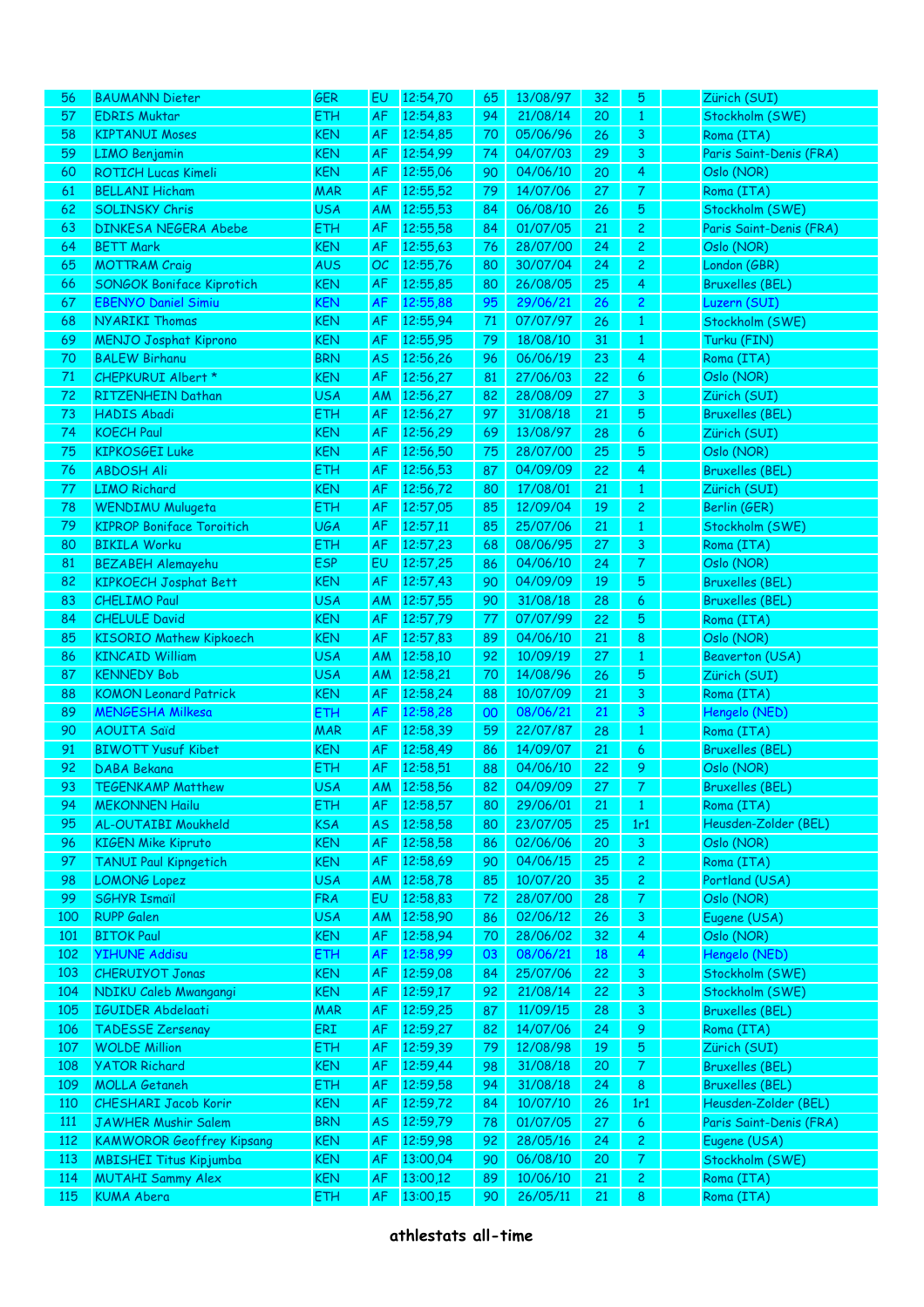| | | | | | | | | | | |
|---|---|---|---|---|---|---|---|---|---|---|
| 56 | BAUMANN Dieter | GER | EU | 12:54,70 | 65 | 13/08/97 | 32 | 5 | | Zürich (SUI) |
| 57 | EDRIS Muktar | ETH | AF | 12:54,83 | 94 | 21/08/14 | 20 | 1 | | Stockholm (SWE) |
| 58 | KIPTANUI Moses | KEN | AF | 12:54,85 | 70 | 05/06/96 | 26 | 3 | | Roma (ITA) |
| 59 | LIMO Benjamin | KEN | AF | 12:54,99 | 74 | 04/07/03 | 29 | 3 | | Paris Saint-Denis (FRA) |
| 60 | ROTICH Lucas Kimeli | KEN | AF | 12:55,06 | 90 | 04/06/10 | 20 | 4 | | Oslo (NOR) |
| 61 | BELLANI Hicham | MAR | AF | 12:55,52 | 79 | 14/07/06 | 27 | 7 | | Roma (ITA) |
| 62 | SOLINSKY Chris | USA | AM | 12:55,53 | 84 | 06/08/10 | 26 | 5 | | Stockholm (SWE) |
| 63 | DINKESA NEGERA Abebe | ETH | AF | 12:55,58 | 84 | 01/07/05 | 21 | 2 | | Paris Saint-Denis (FRA) |
| 64 | BETT Mark | KEN | AF | 12:55,63 | 76 | 28/07/00 | 24 | 2 | | Oslo (NOR) |
| 65 | MOTTRAM Craig | AUS | OC | 12:55,76 | 80 | 30/07/04 | 24 | 2 | | London (GBR) |
| 66 | SONGOK Boniface Kiprotich | KEN | AF | 12:55,85 | 80 | 26/08/05 | 25 | 4 | | Bruxelles (BEL) |
| 67 | EBENYO Daniel Simiu | KEN | AF | 12:55,88 | 95 | 29/06/21 | 26 | 2 | | Luzern (SUI) |
| 68 | NYARIKI Thomas | KEN | AF | 12:55,94 | 71 | 07/07/97 | 26 | 1 | | Stockholm (SWE) |
| 69 | MENJO Josphat Kiprono | KEN | AF | 12:55,95 | 79 | 18/08/10 | 31 | 1 | | Turku (FIN) |
| 70 | BALEW Birhanu | BRN | AS | 12:56,26 | 96 | 06/06/19 | 23 | 4 | | Roma (ITA) |
| 71 | CHEPKURUI Albert * | KEN | AF | 12:56,27 | 81 | 27/06/03 | 22 | 6 | | Oslo (NOR) |
| 72 | RITZENHEIN Dathan | USA | AM | 12:56,27 | 82 | 28/08/09 | 27 | 3 | | Zürich (SUI) |
| 73 | HADIS Abadi | ETH | AF | 12:56,27 | 97 | 31/08/18 | 21 | 5 | | Bruxelles (BEL) |
| 74 | KOECH Paul | KEN | AF | 12:56,29 | 69 | 13/08/97 | 28 | 6 | | Zürich (SUI) |
| 75 | KIPKOSGEI Luke | KEN | AF | 12:56,50 | 75 | 28/07/00 | 25 | 5 | | Oslo (NOR) |
| 76 | ABDOSH Ali | ETH | AF | 12:56,53 | 87 | 04/09/09 | 22 | 4 | | Bruxelles (BEL) |
| 77 | LIMO Richard | KEN | AF | 12:56,72 | 80 | 17/08/01 | 21 | 1 | | Zürich (SUI) |
| 78 | WENDIMU Mulugeta | ETH | AF | 12:57,05 | 85 | 12/09/04 | 19 | 2 | | Berlin (GER) |
| 79 | KIPROP Boniface Toroitich | UGA | AF | 12:57,11 | 85 | 25/07/06 | 21 | 1 | | Stockholm (SWE) |
| 80 | BIKILA Worku | ETH | AF | 12:57,23 | 68 | 08/06/95 | 27 | 3 | | Roma (ITA) |
| 81 | BEZABEH Alemayehu | ESP | EU | 12:57,25 | 86 | 04/06/10 | 24 | 7 | | Oslo (NOR) |
| 82 | KIPKOECH Josphat Bett | KEN | AF | 12:57,43 | 90 | 04/09/09 | 19 | 5 | | Bruxelles (BEL) |
| 83 | CHELIMO Paul | USA | AM | 12:57,55 | 90 | 31/08/18 | 28 | 6 | | Bruxelles (BEL) |
| 84 | CHELULE David | KEN | AF | 12:57,79 | 77 | 07/07/99 | 22 | 5 | | Roma (ITA) |
| 85 | KISORIO Mathew Kipkoech | KEN | AF | 12:57,83 | 89 | 04/06/10 | 21 | 8 | | Oslo (NOR) |
| 86 | KINCAID William | USA | AM | 12:58,10 | 92 | 10/09/19 | 27 | 1 | | Beaverton (USA) |
| 87 | KENNEDY Bob | USA | AM | 12:58,21 | 70 | 14/08/96 | 26 | 5 | | Zürich (SUI) |
| 88 | KOMON Leonard Patrick | KEN | AF | 12:58,24 | 88 | 10/07/09 | 21 | 3 | | Roma (ITA) |
| 89 | MENGESHA Milkesa | ETH | AF | 12:58,28 | 00 | 08/06/21 | 21 | 3 | | Hengelo (NED) |
| 90 | AOUITA Saïd | MAR | AF | 12:58,39 | 59 | 22/07/87 | 28 | 1 | | Roma (ITA) |
| 91 | BIWOTT Yusuf Kibet | KEN | AF | 12:58,49 | 86 | 14/09/07 | 21 | 6 | | Bruxelles (BEL) |
| 92 | DABA Bekana | ETH | AF | 12:58,51 | 88 | 04/06/10 | 22 | 9 | | Oslo (NOR) |
| 93 | TEGENKAMP Matthew | USA | AM | 12:58,56 | 82 | 04/09/09 | 27 | 7 | | Bruxelles (BEL) |
| 94 | MEKONNEN Hailu | ETH | AF | 12:58,57 | 80 | 29/06/01 | 21 | 1 | | Roma (ITA) |
| 95 | AL-OUTAIBI Moukheld | KSA | AS | 12:58,58 | 80 | 23/07/05 | 25 | 1r1 | | Heusden-Zolder (BEL) |
| 96 | KIGEN Mike Kipruto | KEN | AF | 12:58,58 | 86 | 02/06/06 | 20 | 3 | | Oslo (NOR) |
| 97 | TANUI Paul Kipngetich | KEN | AF | 12:58,69 | 90 | 04/06/15 | 25 | 2 | | Roma (ITA) |
| 98 | LOMONG Lopez | USA | AM | 12:58,78 | 85 | 10/07/20 | 35 | 2 | | Portland (USA) |
| 99 | SGHYR Ismail | FRA | EU | 12:58,83 | 72 | 28/07/00 | 28 | 7 | | Oslo (NOR) |
| 100 | RUPP Galen | USA | AM | 12:58,90 | 86 | 02/06/12 | 26 | 3 | | Eugene (USA) |
| 101 | BITOK Paul | KEN | AF | 12:58,94 | 70 | 28/06/02 | 32 | 4 | | Oslo (NOR) |
| 102 | YIHUNE Addisu | ETH | AF | 12:58,99 | 03 | 08/06/21 | 18 | 4 | | Hengelo (NED) |
| 103 | CHERUIYOT Jonas | KEN | AF | 12:59,08 | 84 | 25/07/06 | 22 | 3 | | Stockholm (SWE) |
| 104 | NDIKU Caleb Mwangangi | KEN | AF | 12:59,17 | 92 | 21/08/14 | 22 | 3 | | Stockholm (SWE) |
| 105 | IGUIDER Abdelaati | MAR | AF | 12:59,25 | 87 | 11/09/15 | 28 | 3 | | Bruxelles (BEL) |
| 106 | TADESSE Zersenay | ERI | AF | 12:59,27 | 82 | 14/07/06 | 24 | 9 | | Roma (ITA) |
| 107 | WOLDE Million | ETH | AF | 12:59,39 | 79 | 12/08/98 | 19 | 5 | | Zürich (SUI) |
| 108 | YATOR Richard | KEN | AF | 12:59,44 | 98 | 31/08/18 | 20 | 7 | | Bruxelles (BEL) |
| 109 | MOLLA Getaneh | ETH | AF | 12:59,58 | 94 | 31/08/18 | 24 | 8 | | Bruxelles (BEL) |
| 110 | CHESHARI Jacob Korir | KEN | AF | 12:59,72 | 84 | 10/07/10 | 26 | 1r1 | | Heusden-Zolder (BEL) |
| 111 | JAWHER Mushir Salem | BRN | AS | 12:59,79 | 78 | 01/07/05 | 27 | 6 | | Paris Saint-Denis (FRA) |
| 112 | KAMWOROR Geoffrey Kipsang | KEN | AF | 12:59,98 | 92 | 28/05/16 | 24 | 2 | | Eugene (USA) |
| 113 | MBISHEI Titus Kipjumba | KEN | AF | 13:00,04 | 90 | 06/08/10 | 20 | 7 | | Stockholm (SWE) |
| 114 | MUTAHI Sammy Alex | KEN | AF | 13:00,12 | 89 | 10/06/10 | 21 | 2 | | Roma (ITA) |
| 115 | KUMA Abera | ETH | AF | 13:00,15 | 90 | 26/05/11 | 21 | 8 | | Roma (ITA) |

**athlestats all-time**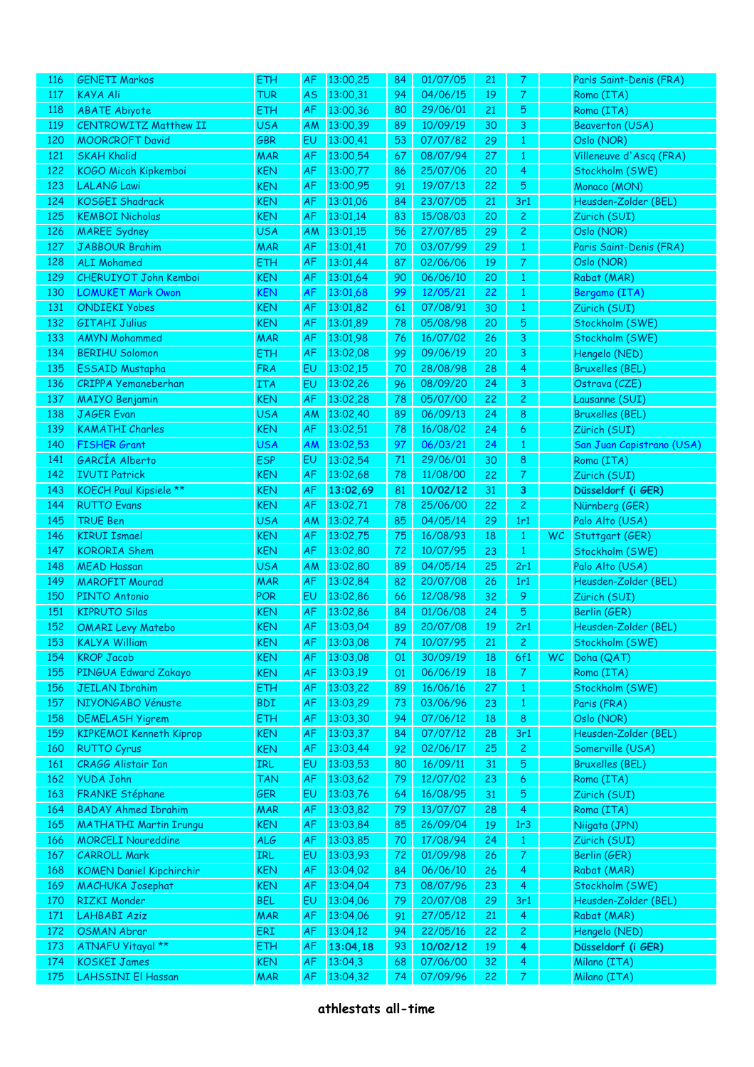| 116 | GENETI Markos | ETH | AF | 13:00,25 | 84 | 01/07/05 | 21 | 7 | | Paris Saint-Denis (FRA) |
|---|---|---|---|---|---|---|---|---|---|---|
| 117 | KAYA Ali | TUR | AS | 13:00,31 | 94 | 04/06/15 | 19 | 7 | | Roma (ITA) |
| 118 | ABATE Abiyote | ETH | AF | 13:00,36 | 80 | 29/06/01 | 21 | 5 | | Roma (ITA) |
| 119 | CENTROWITZ Matthew II | USA | AM | 13:00,39 | 89 | 10/09/19 | 30 | 3 | | Beaverton (USA) |
| 120 | MOORCROFT David | GBR | EU | 13:00,41 | 53 | 07/07/82 | 29 | 1 | | Oslo (NOR) |
| 121 | SKAH Khalid | MAR | AF | 13:00,54 | 67 | 08/07/94 | 27 | 1 | | Villeneuve d'Ascq (FRA) |
| 122 | KOGO Micah Kipkemboi | KEN | AF | 13:00,77 | 86 | 25/07/06 | 20 | 4 | | Stockholm (SWE) |
| 123 | LALANG Lawi | KEN | AF | 13:00,95 | 91 | 19/07/13 | 22 | 5 | | Monaco (MON) |
| 124 | KOSGEI Shadrack | KEN | AF | 13:01,06 | 84 | 23/07/05 | 21 | 3r1 | | Heusden-Zolder (BEL) |
| 125 | KEMBOI Nicholas | KEN | AF | 13:01,14 | 83 | 15/08/03 | 20 | 2 | | Zürich (SUI) |
| 126 | MAREE Sydney | USA | AM | 13:01,15 | 56 | 27/07/85 | 29 | 2 | | Oslo (NOR) |
| 127 | JABBOUR Brahim | MAR | AF | 13:01,41 | 70 | 03/07/99 | 29 | 1 | | Paris Saint-Denis (FRA) |
| 128 | ALI Mohamed | ETH | AF | 13:01,44 | 87 | 02/06/06 | 19 | 7 | | Oslo (NOR) |
| 129 | CHERUIYOT John Kemboi | KEN | AF | 13:01,64 | 90 | 06/06/10 | 20 | 1 | | Rabat (MAR) |
| 130 | LOMUKET Mark Owon | KEN | AF | 13:01,68 | 99 | 12/05/21 | 22 | 1 | | Bergamo (ITA) |
| 131 | ONDIEKI Yobes | KEN | AF | 13:01,82 | 61 | 07/08/91 | 30 | 1 | | Zürich (SUI) |
| 132 | GITAHI Julius | KEN | AF | 13:01,89 | 78 | 05/08/98 | 20 | 5 | | Stockholm (SWE) |
| 133 | AMYN Mohammed | MAR | AF | 13:01,98 | 76 | 16/07/02 | 26 | 3 | | Stockholm (SWE) |
| 134 | BERIHU Solomon | ETH | AF | 13:02,08 | 99 | 09/06/19 | 20 | 3 | | Hengelo (NED) |
| 135 | ESSAID Mustapha | FRA | EU | 13:02,15 | 70 | 28/08/98 | 28 | 4 | | Bruxelles (BEL) |
| 136 | CRIPPA Yemaneberhan | ITA | EU | 13:02,26 | 96 | 08/09/20 | 24 | 3 | | Ostrava (CZE) |
| 137 | MAIYO Benjamin | KEN | AF | 13:02,28 | 78 | 05/07/00 | 22 | 2 | | Lausanne (SUI) |
| 138 | JAGER Evan | USA | AM | 13:02,40 | 89 | 06/09/13 | 24 | 8 | | Bruxelles (BEL) |
| 139 | KAMATHI Charles | KEN | AF | 13:02,51 | 78 | 16/08/02 | 24 | 6 | | Zürich (SUI) |
| 140 | FISHER Grant | USA | AM | 13:02,53 | 97 | 06/03/21 | 24 | 1 | | San Juan Capistrano (USA) |
| 141 | GARCÍA Alberto | ESP | EU | 13:02,54 | 71 | 29/06/01 | 30 | 8 | | Roma (ITA) |
| 142 | IVUTI Patrick | KEN | AF | 13:02,68 | 78 | 11/08/00 | 22 | 7 | | Zürich (SUI) |
| 143 | KOECH Paul Kipsiele ** | KEN | AF | **13:02,69** | 81 | **10/02/12** | 31 | **3** | | **Düsseldorf (i GER)** |
| 144 | RUTTO Evans | KEN | AF | 13:02,71 | 78 | 25/06/00 | 22 | 2 | | Nürnberg (GER) |
| 145 | TRUE Ben | USA | AM | 13:02,74 | 85 | 04/05/14 | 29 | 1r1 | | Palo Alto (USA) |
| 146 | KIRUI Ismael | KEN | AF | 13:02,75 | 75 | 16/08/93 | 18 | 1 | WC | Stuttgart (GER) |
| 147 | KORORIA Shem | KEN | AF | 13:02,80 | 72 | 10/07/95 | 23 | 1 | | Stockholm (SWE) |
| 148 | MEAD Hassan | USA | AM | 13:02,80 | 89 | 04/05/14 | 25 | 2r1 | | Palo Alto (USA) |
| 149 | MAROFIT Mourad | MAR | AF | 13:02,84 | 82 | 20/07/08 | 26 | 1r1 | | Heusden-Zolder (BEL) |
| 150 | PINTO Antonio | POR | EU | 13:02,86 | 66 | 12/08/98 | 32 | 9 | | Zürich (SUI) |
| 151 | KIPRUTO Silas | KEN | AF | 13:02,86 | 84 | 01/06/08 | 24 | 5 | | Berlin (GER) |
| 152 | OMARI Levy Matebo | KEN | AF | 13:03,04 | 89 | 20/07/08 | 19 | 2r1 | | Heusden-Zolder (BEL) |
| 153 | KALYA William | KEN | AF | 13:03,08 | 74 | 10/07/95 | 21 | 2 | | Stockholm (SWE) |
| 154 | KROP Jacob | KEN | AF | 13:03,08 | 01 | 30/09/19 | 18 | 6f1 | WC | Doha (QAT) |
| 155 | PINGUA Edward Zakayo | KEN | AF | 13:03,19 | 01 | 06/06/19 | 18 | 7 | | Roma (ITA) |
| 156 | JEILAN Ibrahim | ETH | AF | 13:03,22 | 89 | 16/06/16 | 27 | 1 | | Stockholm (SWE) |
| 157 | NIYONGABO Vénuste | BDI | AF | 13:03,29 | 73 | 03/06/96 | 23 | 1 | | Paris (FRA) |
| 158 | DEMELASH Yigrem | ETH | AF | 13:03,30 | 94 | 07/06/12 | 18 | 8 | | Oslo (NOR) |
| 159 | KIPKEMOI Kenneth Kiprop | KEN | AF | 13:03,37 | 84 | 07/07/12 | 28 | 3r1 | | Heusden-Zolder (BEL) |
| 160 | RUTTO Cyrus | KEN | AF | 13:03,44 | 92 | 02/06/17 | 25 | 2 | | Somerville (USA) |
| 161 | CRAGG Alistair Ian | IRL | EU | 13:03,53 | 80 | 16/09/11 | 31 | 5 | | Bruxelles (BEL) |
| 162 | YUDA John | TAN | AF | 13:03,62 | 79 | 12/07/02 | 23 | 6 | | Roma (ITA) |
| 163 | FRANKE Stéphane | GER | EU | 13:03,76 | 64 | 16/08/95 | 31 | 5 | | Zürich (SUI) |
| 164 | BADAY Ahmed Ibrahim | MAR | AF | 13:03,82 | 79 | 13/07/07 | 28 | 4 | | Roma (ITA) |
| 165 | MATHATHI Martin Irungu | KEN | AF | 13:03,84 | 85 | 26/09/04 | 19 | 1r3 | | Niigata (JPN) |
| 166 | MORCELI Noureddine | ALG | AF | 13:03,85 | 70 | 17/08/94 | 24 | 1 | | Zürich (SUI) |
| 167 | CARROLL Mark | IRL | EU | 13:03,93 | 72 | 01/09/98 | 26 | 7 | | Berlin (GER) |
| 168 | KOMEN Daniel Kipchirchir | KEN | AF | 13:04,02 | 84 | 06/06/10 | 26 | 4 | | Rabat (MAR) |
| 169 | MACHUKA Josephat | KEN | AF | 13:04,04 | 73 | 08/07/96 | 23 | 4 | | Stockholm (SWE) |
| 170 | RIZKI Monder | BEL | EU | 13:04,06 | 79 | 20/07/08 | 29 | 3r1 | | Heusden-Zolder (BEL) |
| 171 | LAHBABI Aziz | MAR | AF | 13:04,06 | 91 | 27/05/12 | 21 | 4 | | Rabat (MAR) |
| 172 | OSMAN Abrar | ERI | AF | 13:04,12 | 94 | 22/05/16 | 22 | 2 | | Hengelo (NED) |
| 173 | ATNAFU Yitayal ** | ETH | AF | **13:04,18** | 93 | **10/02/12** | 19 | **4** | | **Düsseldorf (i GER)** |
| 174 | KOSKEI James | KEN | AF | 13:04,3 | 68 | 07/06/00 | 32 | 4 | | Milano (ITA) |
| 175 | LAHSSINI El Hassan | MAR | AF | 13:04,32 | 74 | 07/09/96 | 22 | 7 | | Milano (ITA) |

**athlestats all-time**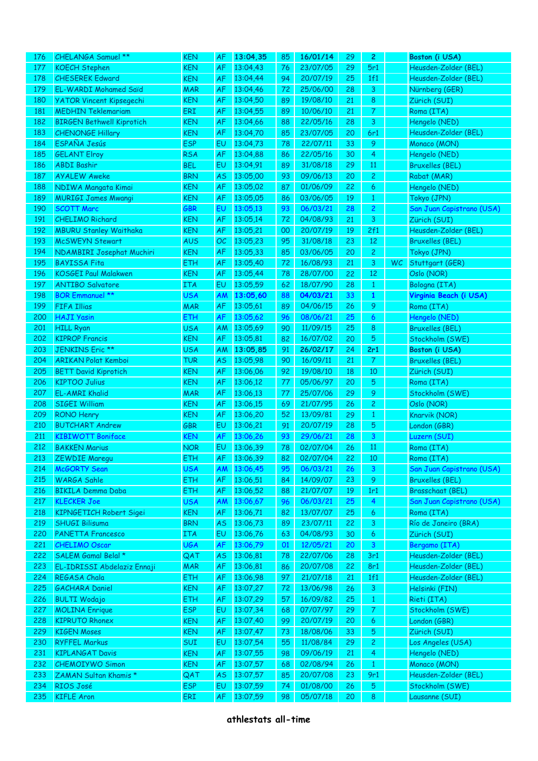| | | | | | | | | | | |
|---|---|---|---|---|---|---|---|---|---|---|
| 176 | CHELANGA Samuel ** | KEN | AF | **13:04,35** | 85 | **16/01/14** | 29 | **2** | | **Boston (i USA)** |
| 177 | KOECH Stephen | KEN | AF | 13:04,43 | 76 | 23/07/05 | 29 | 5r1 | | Heusden-Zolder (BEL) |
| 178 | CHESEREK Edward | KEN | AF | 13:04,44 | 94 | 20/07/19 | 25 | 1f1 | | Heusden-Zolder (BEL) |
| 179 | EL-WARDI Mohamed Saïd | MAR | AF | 13:04,46 | 72 | 25/06/00 | 28 | 3 | | Nürnberg (GER) |
| 180 | YATOR Vincent Kipsegechi | KEN | AF | 13:04,50 | 89 | 19/08/10 | 21 | 8 | | Zürich (SUI) |
| 181 | MEDHIN Teklemariam | ERI | AF | 13:04,55 | 89 | 10/06/10 | 21 | 7 | | Roma (ITA) |
| 182 | BIRGEN Bethwell Kiprotich | KEN | AF | 13:04,66 | 88 | 22/05/16 | 28 | 3 | | Hengelo (NED) |
| 183 | CHENONGE Hillary | KEN | AF | 13:04,70 | 85 | 23/07/05 | 20 | 6r1 | | Heusden-Zolder (BEL) |
| 184 | ESPAÑA Jesús | ESP | EU | 13:04,73 | 78 | 22/07/11 | 33 | 9 | | Monaco (MON) |
| 185 | GELANT Elroy | RSA | AF | 13:04,88 | 86 | 22/05/16 | 30 | 4 | | Hengelo (NED) |
| 186 | ABDI Bashir | BEL | EU | 13:04,91 | 89 | 31/08/18 | 29 | 11 | | Bruxelles (BEL) |
| 187 | AYALEW Aweke | BRN | AS | 13:05,00 | 93 | 09/06/13 | 20 | 2 | | Rabat (MAR) |
| 188 | NDIWA Mangata Kimai | KEN | AF | 13:05,02 | 87 | 01/06/09 | 22 | 6 | | Hengelo (NED) |
| 189 | MURIGI James Mwangi | KEN | AF | 13:05,05 | 86 | 03/06/05 | 19 | 1 | | Tokyo (JPN) |
| 190 | SCOTT Marc | GBR | EU | 13:05,13 | 93 | 06/03/21 | 28 | 2 | | San Juan Capistrano (USA) |
| 191 | CHELIMO Richard | KEN | AF | 13:05,14 | 72 | 04/08/93 | 21 | 3 | | Zürich (SUI) |
| 192 | MBURU Stanley Waithaka | KEN | AF | 13:05,21 | 00 | 20/07/19 | 19 | 2f1 | | Heusden-Zolder (BEL) |
| 193 | McSWEYN Stewart | AUS | OC | 13:05,23 | 95 | 31/08/18 | 23 | 12 | | Bruxelles (BEL) |
| 194 | NDAMBIRI Josephat Muchiri | KEN | AF | 13:05,33 | 85 | 03/06/05 | 20 | 2 | | Tokyo (JPN) |
| 195 | BAYISSA Fita | ETH | AF | 13:05,40 | 72 | 16/08/93 | 21 | 3 | WC | Stuttgart (GER) |
| 196 | KOSGEI Paul Malakwen | KEN | AF | 13:05,44 | 78 | 28/07/00 | 22 | 12 | | Oslo (NOR) |
| 197 | ANTIBO Salvatore | ITA | EU | 13:05,59 | 62 | 18/07/90 | 28 | 1 | | Bologna (ITA) |
| 198 | BOR Emmanuel ** | USA | AM | **13:05,60** | 88 | **04/03/21** | 33 | **1** | | **Virginia Beach (i USA)** |
| 199 | FIFA Illias | MAR | AF | 13:05,61 | 89 | 04/06/15 | 26 | 9 | | Roma (ITA) |
| 200 | HAJI Yasin | ETH | AF | 13:05,62 | 96 | 08/06/21 | 25 | 6 | | Hengelo (NED) |
| 201 | HILL Ryan | USA | AM | 13:05,69 | 90 | 11/09/15 | 25 | 8 | | Bruxelles (BEL) |
| 202 | KIPROP Francis | KEN | AF | 13:05,81 | 82 | 16/07/02 | 20 | 5 | | Stockholm (SWE) |
| 203 | JENKINS Eric ** | USA | AM | **13:05,85** | 91 | **26/02/17** | 24 | **2r1** | | **Boston (i USA)** |
| 204 | ARIKAN Polat Kemboi | TUR | AS | 13:05,98 | 90 | 16/09/11 | 21 | 7 | | Bruxelles (BEL) |
| 205 | BETT David Kiprotich | KEN | AF | 13:06,06 | 92 | 19/08/10 | 18 | 10 | | Zürich (SUI) |
| 206 | KIPTOO Julius | KEN | AF | 13:06,12 | 77 | 05/06/97 | 20 | 5 | | Roma (ITA) |
| 207 | EL-AMRI Khalid | MAR | AF | 13:06,13 | 77 | 25/07/06 | 29 | 9 | | Stockholm (SWE) |
| 208 | SIGEI William | KEN | AF | 13:06,15 | 69 | 21/07/95 | 26 | 2 | | Oslo (NOR) |
| 209 | RONO Henry | KEN | AF | 13:06,20 | 52 | 13/09/81 | 29 | 1 | | Knarvik (NOR) |
| 210 | BUTCHART Andrew | GBR | EU | 13:06,21 | 91 | 20/07/19 | 28 | 5 | | London (GBR) |
| 211 | KIBIWOTT Boniface | KEN | AF | 13:06,26 | 93 | 29/06/21 | 28 | 3 | | Luzern (SUI) |
| 212 | BAKKEN Marius | NOR | EU | 13:06,39 | 78 | 02/07/04 | 26 | 11 | | Roma (ITA) |
| 213 | ZEWDIE Maregu | ETH | AF | 13:06,39 | 82 | 02/07/04 | 22 | 10 | | Roma (ITA) |
| 214 | McGORTY Sean | USA | AM | 13:06,45 | 95 | 06/03/21 | 26 | 3 | | San Juan Capistrano (USA) |
| 215 | WARGA Sahle | ETH | AF | 13:06,51 | 84 | 14/09/07 | 23 | 9 | | Bruxelles (BEL) |
| 216 | BIKILA Demma Daba | ETH | AF | 13:06,52 | 88 | 21/07/07 | 19 | 1r1 | | Brasschaat (BEL) |
| 217 | KLECKER Joe | USA | AM | 13:06,67 | 96 | 06/03/21 | 25 | 4 | | San Juan Capistrano (USA) |
| 218 | KIPNGETICH Robert Sigei | KEN | AF | 13:06,71 | 82 | 13/07/07 | 25 | 6 | | Roma (ITA) |
| 219 | SHUGI Bilisuma | BRN | AS | 13:06,73 | 89 | 23/07/11 | 22 | 3 | | Río de Janeiro (BRA) |
| 220 | PANETTA Francesco | ITA | EU | 13:06,76 | 63 | 04/08/93 | 30 | 6 | | Zürich (SUI) |
| 221 | CHELIMO Oscar | UGA | AF | 13:06,79 | 01 | 12/05/21 | 20 | 3 | | Bergamo (ITA) |
| 222 | SALEM Gamal Belal * | QAT | AS | 13:06,81 | 78 | 22/07/06 | 28 | 3r1 | | Heusden-Zolder (BEL) |
| 223 | EL-IDRISSI Abdelaziz Ennaji | MAR | AF | 13:06,81 | 86 | 20/07/08 | 22 | 8r1 | | Heusden-Zolder (BEL) |
| 224 | REGASA Chala | ETH | AF | 13:06,98 | 97 | 21/07/18 | 21 | 1f1 | | Heusden-Zolder (BEL) |
| 225 | GACHARA Daniel | KEN | AF | 13:07,27 | 72 | 13/06/98 | 26 | 3 | | Helsinki (FIN) |
| 226 | BULTI Wodajo | ETH | AF | 13:07,29 | 57 | 16/09/82 | 25 | 1 | | Rieti (ITA) |
| 227 | MOLINA Enrique | ESP | EU | 13:07,34 | 68 | 07/07/97 | 29 | 7 | | Stockholm (SWE) |
| 228 | KIPRUTO Rhonex | KEN | AF | 13:07,40 | 99 | 20/07/19 | 20 | 6 | | London (GBR) |
| 229 | KIGEN Moses | KEN | AF | 13:07,47 | 73 | 18/08/06 | 33 | 5 | | Zürich (SUI) |
| 230 | RYFFEL Markus | SUI | EU | 13:07,54 | 55 | 11/08/84 | 29 | 2 | | Los Angeles (USA) |
| 231 | KIPLANGAT Davis | KEN | AF | 13:07,55 | 98 | 09/06/19 | 21 | 4 | | Hengelo (NED) |
| 232 | CHEMOIYWO Simon | KEN | AF | 13:07,57 | 68 | 02/08/94 | 26 | 1 | | Monaco (MON) |
| 233 | ZAMAN Sultan Khamis * | QAT | AS | 13:07,57 | 85 | 20/07/08 | 23 | 9r1 | | Heusden-Zolder (BEL) |
| 234 | RIOS José | ESP | EU | 13:07,59 | 74 | 01/08/00 | 26 | 5 | | Stockholm (SWE) |
| 235 | KIFLE Aron | ERI | AF | 13:07,59 | 98 | 05/07/18 | 20 | 8 | | Lausanne (SUI) |

**athlestats all-time**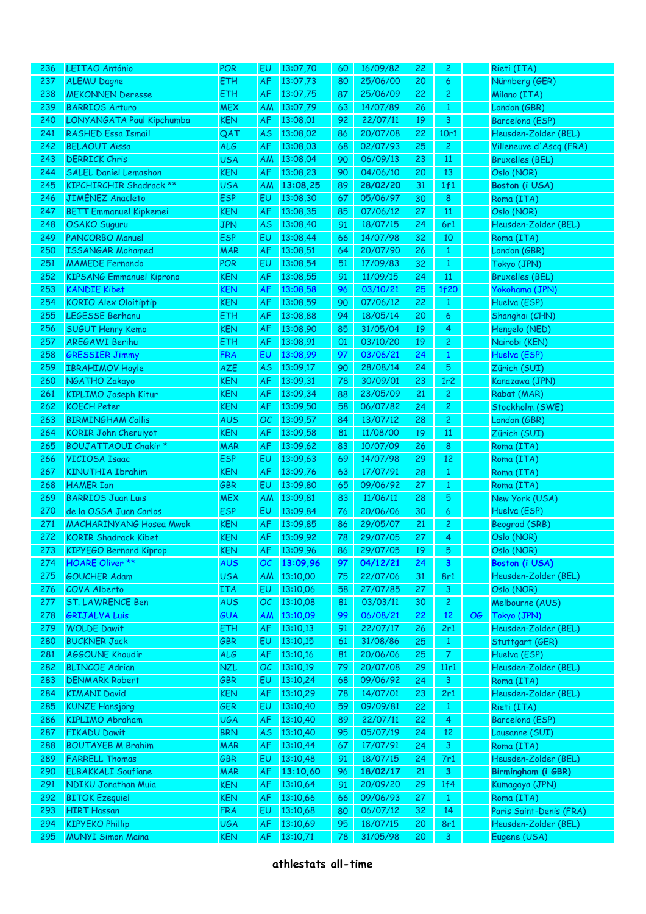| | | | | | | | | | | |
|---|---|---|---|---|---|---|---|---|---|---|
| 236 | LEITAO António | POR | EU | 13:07,70 | 60 | 16/09/82 | 22 | 2 | | Rieti (ITA) |
| 237 | ALEMU Dagne | ETH | AF | 13:07,73 | 80 | 25/06/00 | 20 | 6 | | Nürnberg (GER) |
| 238 | MEKONNEN Deresse | ETH | AF | 13:07,75 | 87 | 25/06/09 | 22 | 2 | | Milano (ITA) |
| 239 | BARRIOS Arturo | MEX | AM | 13:07,79 | 63 | 14/07/89 | 26 | 1 | | London (GBR) |
| 240 | LONYANGATA Paul Kipchumba | KEN | AF | 13:08,01 | 92 | 22/07/11 | 19 | 3 | | Barcelona (ESP) |
| 241 | RASHED Essa Ismail | QAT | AS | 13:08,02 | 86 | 20/07/08 | 22 | 10r1 | | Heusden-Zolder (BEL) |
| 242 | BELAOUT Aïssa | ALG | AF | 13:08,03 | 68 | 02/07/93 | 25 | 2 | | Villeneuve d'Ascq (FRA) |
| 243 | DERRICK Chris | USA | AM | 13:08,04 | 90 | 06/09/13 | 23 | 11 | | Bruxelles (BEL) |
| 244 | SALEL Daniel Lemashon | KEN | AF | 13:08,23 | 90 | 04/06/10 | 20 | 13 | | Oslo (NOR) |
| 245 | KIPCHIRCHIR Shadrack ** | USA | AM | **13:08,25** | 89 | **28/02/20** | 31 | **1f1** | | **Boston (i USA)** |
| 246 | JIMÉNEZ Anacleto | ESP | EU | 13:08,30 | 67 | 05/06/97 | 30 | 8 | | Roma (ITA) |
| 247 | BETT Emmanuel Kipkemei | KEN | AF | 13:08,35 | 85 | 07/06/12 | 27 | 11 | | Oslo (NOR) |
| 248 | OSAKO Suguru | JPN | AS | 13:08,40 | 91 | 18/07/15 | 24 | 6r1 | | Heusden-Zolder (BEL) |
| 249 | PANCORBO Manuel | ESP | EU | 13:08,44 | 66 | 14/07/98 | 32 | 10 | | Roma (ITA) |
| 250 | ISSANGAR Mohamed | MAR | AF | 13:08,51 | 64 | 20/07/90 | 26 | 1 | | London (GBR) |
| 251 | MAMEDE Fernando | POR | EU | 13:08,54 | 51 | 17/09/83 | 32 | 1 | | Tokyo (JPN) |
| 252 | KIPSANG Emmanuel Kiprono | KEN | AF | 13:08,55 | 91 | 11/09/15 | 24 | 11 | | Bruxelles (BEL) |
| 253 | KANDIE Kibet | KEN | AF | 13:08,58 | 96 | 03/10/21 | 25 | 1f20 | | Yokohama (JPN) |
| 254 | KORIO Alex Oloitiptip | KEN | AF | 13:08,59 | 90 | 07/06/12 | 22 | 1 | | Huelva (ESP) |
| 255 | LEGESSE Berhanu | ETH | AF | 13:08,88 | 94 | 18/05/14 | 20 | 6 | | Shanghai (CHN) |
| 256 | SUGUT Henry Kemo | KEN | AF | 13:08,90 | 85 | 31/05/04 | 19 | 4 | | Hengelo (NED) |
| 257 | AREGAWI Berihu | ETH | AF | 13:08,91 | 01 | 03/10/20 | 19 | 2 | | Nairobi (KEN) |
| 258 | GRESSIER Jimmy | FRA | EU | 13:08,99 | 97 | 03/06/21 | 24 | 1 | | Huelva (ESP) |
| 259 | IBRAHIMOV Hayle | AZE | AS | 13:09,17 | 90 | 28/08/14 | 24 | 5 | | Zürich (SUI) |
| 260 | NGATHO Zakayo | KEN | AF | 13:09,31 | 78 | 30/09/01 | 23 | 1r2 | | Kanazawa (JPN) |
| 261 | KIPLIMO Joseph Kitur | KEN | AF | 13:09,34 | 88 | 23/05/09 | 21 | 2 | | Rabat (MAR) |
| 262 | KOECH Peter | KEN | AF | 13:09,50 | 58 | 06/07/82 | 24 | 2 | | Stockholm (SWE) |
| 263 | BIRMINGHAM Collis | AUS | OC | 13:09,57 | 84 | 13/07/12 | 28 | 2 | | London (GBR) |
| 264 | KORIR John Cheruiyot | KEN | AF | 13:09,58 | 81 | 11/08/00 | 19 | 11 | | Zürich (SUI) |
| 265 | BOUJATTAOUI Chakir * | MAR | AF | 13:09,62 | 83 | 10/07/09 | 26 | 8 | | Roma (ITA) |
| 266 | VICIOSA Isaac | ESP | EU | 13:09,63 | 69 | 14/07/98 | 29 | 12 | | Roma (ITA) |
| 267 | KINUTHIA Ibrahim | KEN | AF | 13:09,76 | 63 | 17/07/91 | 28 | 1 | | Roma (ITA) |
| 268 | HAMER Ian | GBR | EU | 13:09,80 | 65 | 09/06/92 | 27 | 1 | | Roma (ITA) |
| 269 | BARRIOS Juan Luis | MEX | AM | 13:09,81 | 83 | 11/06/11 | 28 | 5 | | New York (USA) |
| 270 | de la OSSA Juan Carlos | ESP | EU | 13:09,84 | 76 | 20/06/06 | 30 | 6 | | Huelva (ESP) |
| 271 | MACHARINYANG Hosea Mwok | KEN | AF | 13:09,85 | 86 | 29/05/07 | 21 | 2 | | Beograd (SRB) |
| 272 | KORIR Shadrack Kibet | KEN | AF | 13:09,92 | 78 | 29/07/05 | 27 | 4 | | Oslo (NOR) |
| 273 | KIPYEGO Bernard Kiprop | KEN | AF | 13:09,96 | 86 | 29/07/05 | 19 | 5 | | Oslo (NOR) |
| 274 | HOARE Oliver ** | AUS | OC | **13:09,96** | 97 | **04/12/21** | 24 | **3** | | **Boston (i USA)** |
| 275 | GOUCHER Adam | USA | AM | 13:10,00 | 75 | 22/07/06 | 31 | 8r1 | | Heusden-Zolder (BEL) |
| 276 | COVA Alberto | ITA | EU | 13:10,06 | 58 | 27/07/85 | 27 | 3 | | Oslo (NOR) |
| 277 | ST. LAWRENCE Ben | AUS | OC | 13:10,08 | 81 | 03/03/11 | 30 | 2 | | Melbourne (AUS) |
| 278 | GRIJALVA Luis | GUA | AM | 13:10,09 | 99 | 06/08/21 | 22 | 12 | OG | Tokyo (JPN) |
| 279 | WOLDE Dawit | ETH | AF | 13:10,13 | 91 | 22/07/17 | 26 | 2r1 | | Heusden-Zolder (BEL) |
| 280 | BUCKNER Jack | GBR | EU | 13:10,15 | 61 | 31/08/86 | 25 | 1 | | Stuttgart (GER) |
| 281 | AGGOUNE Khoudir | ALG | AF | 13:10,16 | 81 | 20/06/06 | 25 | 7 | | Huelva (ESP) |
| 282 | BLINCOE Adrian | NZL | OC | 13:10,19 | 79 | 20/07/08 | 29 | 11r1 | | Heusden-Zolder (BEL) |
| 283 | DENMARK Robert | GBR | EU | 13:10,24 | 68 | 09/06/92 | 24 | 3 | | Roma (ITA) |
| 284 | KIMANI David | KEN | AF | 13:10,29 | 78 | 14/07/01 | 23 | 2r1 | | Heusden-Zolder (BEL) |
| 285 | KUNZE Hansjörg | GER | EU | 13:10,40 | 59 | 09/09/81 | 22 | 1 | | Rieti (ITA) |
| 286 | KIPLIMO Abraham | UGA | AF | 13:10,40 | 89 | 22/07/11 | 22 | 4 | | Barcelona (ESP) |
| 287 | FIKADU Dawit | BRN | AS | 13:10,40 | 95 | 05/07/19 | 24 | 12 | | Lausanne (SUI) |
| 288 | BOUTAYEB M Brahim | MAR | AF | 13:10,44 | 67 | 17/07/91 | 24 | 3 | | Roma (ITA) |
| 289 | FARRELL Thomas | GBR | EU | 13:10,48 | 91 | 18/07/15 | 24 | 7r1 | | Heusden-Zolder (BEL) |
| 290 | ELBAKKALI Soufiane | MAR | AF | **13:10,60** | 96 | **18/02/17** | 21 | **3** | | **Birmingham (i GBR)** |
| 291 | NDIKU Jonathan Muia | KEN | AF | 13:10,64 | 91 | 20/09/20 | 29 | 1f4 | | Kumagaya (JPN) |
| 292 | BITOK Ezequiel | KEN | AF | 13:10,66 | 66 | 09/06/93 | 27 | 1 | | Roma (ITA) |
| 293 | HIRT Hassan | FRA | EU | 13:10,68 | 80 | 06/07/12 | 32 | 14 | | Paris Saint-Denis (FRA) |
| 294 | KIPYEKO Phillip | UGA | AF | 13:10,69 | 95 | 18/07/15 | 20 | 8r1 | | Heusden-Zolder (BEL) |
| 295 | MUNYI Simon Maina | KEN | AF | 13:10,71 | 78 | 31/05/98 | 20 | 3 | | Eugene (USA) |

**athlestats all-time**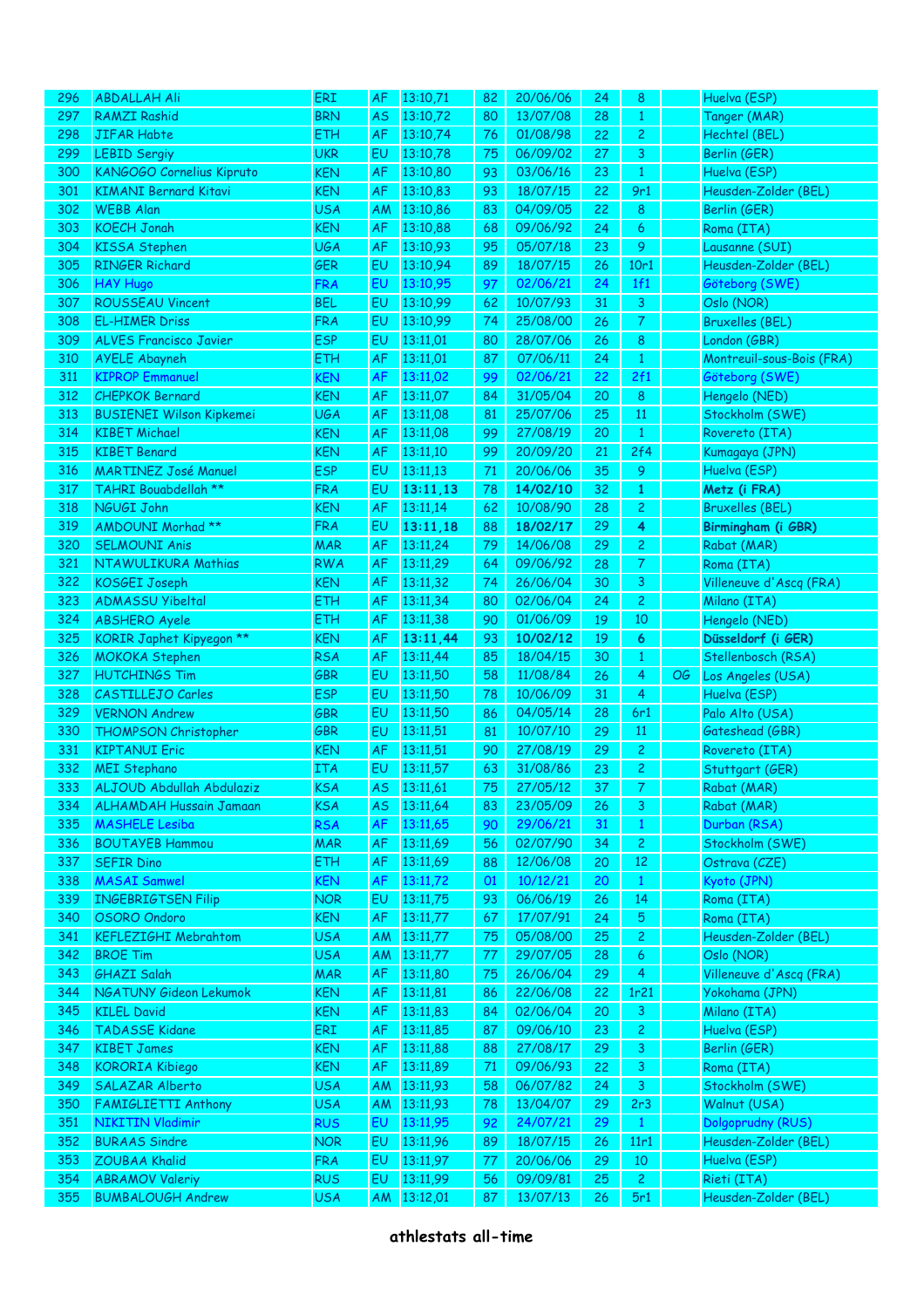| | | | | | | | | | | |
|---|---|---|---|---|---|---|---|---|---|---|
| 296 | ABDALLAH Ali | ERI | AF | 13:10,71 | 82 | 20/06/06 | 24 | 8 | | Huelva (ESP) |
| 297 | RAMZI Rashid | BRN | AS | 13:10,72 | 80 | 13/07/08 | 28 | 1 | | Tanger (MAR) |
| 298 | JIFAR Habte | ETH | AF | 13:10,74 | 76 | 01/08/98 | 22 | 2 | | Hechtel (BEL) |
| 299 | LEBID Sergiy | UKR | EU | 13:10,78 | 75 | 06/09/02 | 27 | 3 | | Berlin (GER) |
| 300 | KANGOGO Cornelius Kipruto | KEN | AF | 13:10,80 | 93 | 03/06/16 | 23 | 1 | | Huelva (ESP) |
| 301 | KIMANI Bernard Kitavi | KEN | AF | 13:10,83 | 93 | 18/07/15 | 22 | 9r1 | | Heusden-Zolder (BEL) |
| 302 | WEBB Alan | USA | AM | 13:10,86 | 83 | 04/09/05 | 22 | 8 | | Berlin (GER) |
| 303 | KOECH Jonah | KEN | AF | 13:10,88 | 68 | 09/06/92 | 24 | 6 | | Roma (ITA) |
| 304 | KISSA Stephen | UGA | AF | 13:10,93 | 95 | 05/07/18 | 23 | 9 | | Lausanne (SUI) |
| 305 | RINGER Richard | GER | EU | 13:10,94 | 89 | 18/07/15 | 26 | 10r1 | | Heusden-Zolder (BEL) |
| 306 | HAY Hugo | FRA | EU | 13:10,95 | 97 | 02/06/21 | 24 | 1f1 | | Göteborg (SWE) |
| 307 | ROUSSEAU Vincent | BEL | EU | 13:10,99 | 62 | 10/07/93 | 31 | 3 | | Oslo (NOR) |
| 308 | EL-HIMER Driss | FRA | EU | 13:10,99 | 74 | 25/08/00 | 26 | 7 | | Bruxelles (BEL) |
| 309 | ALVES Francisco Javier | ESP | EU | 13:11,01 | 80 | 28/07/06 | 26 | 8 | | London (GBR) |
| 310 | AYELE Abayneh | ETH | AF | 13:11,01 | 87 | 07/06/11 | 24 | 1 | | Montreuil-sous-Bois (FRA) |
| 311 | KIPROP Emmanuel | KEN | AF | 13:11,02 | 99 | 02/06/21 | 22 | 2f1 | | Göteborg (SWE) |
| 312 | CHEPKOK Bernard | KEN | AF | 13:11,07 | 84 | 31/05/04 | 20 | 8 | | Hengelo (NED) |
| 313 | BUSIENEI Wilson Kipkemei | UGA | AF | 13:11,08 | 81 | 25/07/06 | 25 | 11 | | Stockholm (SWE) |
| 314 | KIBET Michael | KEN | AF | 13:11,08 | 99 | 27/08/19 | 20 | 1 | | Rovereto (ITA) |
| 315 | KIBET Benard | KEN | AF | 13:11,10 | 99 | 20/09/20 | 21 | 2f4 | | Kumagaya (JPN) |
| 316 | MARTINEZ José Manuel | ESP | EU | 13:11,13 | 71 | 20/06/06 | 35 | 9 | | Huelva (ESP) |
| 317 | TAHRI Bouabdellah ** | FRA | EU | **13:11,13** | 78 | **14/02/10** | 32 | **1** | | **Metz (i FRA)** |
| 318 | NGUGI John | KEN | AF | 13:11,14 | 62 | 10/08/90 | 28 | 2 | | Bruxelles (BEL) |
| 319 | AMDOUNI Morhad ** | FRA | EU | **13:11,18** | 88 | **18/02/17** | 29 | **4** | | **Birmingham (i GBR)** |
| 320 | SELMOUNI Anis | MAR | AF | 13:11,24 | 79 | 14/06/08 | 29 | 2 | | Rabat (MAR) |
| 321 | NTAWULIKURA Mathias | RWA | AF | 13:11,29 | 64 | 09/06/92 | 28 | 7 | | Roma (ITA) |
| 322 | KOSGEI Joseph | KEN | AF | 13:11,32 | 74 | 26/06/04 | 30 | 3 | | Villeneuve d'Ascq (FRA) |
| 323 | ADMASSU Yibeltal | ETH | AF | 13:11,34 | 80 | 02/06/04 | 24 | 2 | | Milano (ITA) |
| 324 | ABSHERO Ayele | ETH | AF | 13:11,38 | 90 | 01/06/09 | 19 | 10 | | Hengelo (NED) |
| 325 | KORIR Japhet Kipyegon ** | KEN | AF | **13:11,44** | 93 | **10/02/12** | 19 | **6** | | **Düsseldorf (i GER)** |
| 326 | MOKOKA Stephen | RSA | AF | 13:11,44 | 85 | 18/04/15 | 30 | 1 | | Stellenbosch (RSA) |
| 327 | HUTCHINGS Tim | GBR | EU | 13:11,50 | 58 | 11/08/84 | 26 | 4 | OG | Los Angeles (USA) |
| 328 | CASTILLEJO Carles | ESP | EU | 13:11,50 | 78 | 10/06/09 | 31 | 4 | | Huelva (ESP) |
| 329 | VERNON Andrew | GBR | EU | 13:11,50 | 86 | 04/05/14 | 28 | 6r1 | | Palo Alto (USA) |
| 330 | THOMPSON Christopher | GBR | EU | 13:11,51 | 81 | 10/07/10 | 29 | 11 | | Gateshead (GBR) |
| 331 | KIPTANUI Eric | KEN | AF | 13:11,51 | 90 | 27/08/19 | 29 | 2 | | Rovereto (ITA) |
| 332 | MEI Stephano | ITA | EU | 13:11,57 | 63 | 31/08/86 | 23 | 2 | | Stuttgart (GER) |
| 333 | ALJOUD Abdullah Abdulaziz | KSA | AS | 13:11,61 | 75 | 27/05/12 | 37 | 7 | | Rabat (MAR) |
| 334 | ALHAMDAH Hussain Jamaan | KSA | AS | 13:11,64 | 83 | 23/05/09 | 26 | 3 | | Rabat (MAR) |
| 335 | MASHELE Lesiba | RSA | AF | 13:11,65 | 90 | 29/06/21 | 31 | 1 | | Durban (RSA) |
| 336 | BOUTAYEB Hammou | MAR | AF | 13:11,69 | 56 | 02/07/90 | 34 | 2 | | Stockholm (SWE) |
| 337 | SEFIR Dino | ETH | AF | 13:11,69 | 88 | 12/06/08 | 20 | 12 | | Ostrava (CZE) |
| 338 | MASAI Samwel | KEN | AF | 13:11,72 | 01 | 10/12/21 | 20 | 1 | | Kyoto (JPN) |
| 339 | INGEBRIGTSEN Filip | NOR | EU | 13:11,75 | 93 | 06/06/19 | 26 | 14 | | Roma (ITA) |
| 340 | OSORO Ondoro | KEN | AF | 13:11,77 | 67 | 17/07/91 | 24 | 5 | | Roma (ITA) |
| 341 | KEFLEZIGHI Mebrahtom | USA | AM | 13:11,77 | 75 | 05/08/00 | 25 | 2 | | Heusden-Zolder (BEL) |
| 342 | BROE Tim | USA | AM | 13:11,77 | 77 | 29/07/05 | 28 | 6 | | Oslo (NOR) |
| 343 | GHAZI Salah | MAR | AF | 13:11,80 | 75 | 26/06/04 | 29 | 4 | | Villeneuve d'Ascq (FRA) |
| 344 | NGATUNY Gideon Lekumok | KEN | AF | 13:11,81 | 86 | 22/06/08 | 22 | 1r21 | | Yokohama (JPN) |
| 345 | KILEL David | KEN | AF | 13:11,83 | 84 | 02/06/04 | 20 | 3 | | Milano (ITA) |
| 346 | TADASSE Kidane | ERI | AF | 13:11,85 | 87 | 09/06/10 | 23 | 2 | | Huelva (ESP) |
| 347 | KIBET James | KEN | AF | 13:11,88 | 88 | 27/08/17 | 29 | 3 | | Berlin (GER) |
| 348 | KORORIA Kibiego | KEN | AF | 13:11,89 | 71 | 09/06/93 | 22 | 3 | | Roma (ITA) |
| 349 | SALAZAR Alberto | USA | AM | 13:11,93 | 58 | 06/07/82 | 24 | 3 | | Stockholm (SWE) |
| 350 | FAMIGLIETTI Anthony | USA | AM | 13:11,93 | 78 | 13/04/07 | 29 | 2r3 | | Walnut (USA) |
| 351 | NIKITIN Vladimir | RUS | EU | 13:11,95 | 92 | 24/07/21 | 29 | 1 | | Dolgoprudny (RUS) |
| 352 | BURAAS Sindre | NOR | EU | 13:11,96 | 89 | 18/07/15 | 26 | 11r1 | | Heusden-Zolder (BEL) |
| 353 | ZOUBAA Khalid | FRA | EU | 13:11,97 | 77 | 20/06/06 | 29 | 10 | | Huelva (ESP) |
| 354 | ABRAMOV Valeriy | RUS | EU | 13:11,99 | 56 | 09/09/81 | 25 | 2 | | Rieti (ITA) |
| 355 | BUMBALOUGH Andrew | USA | AM | 13:12,01 | 87 | 13/07/13 | 26 | 5r1 | | Heusden-Zolder (BEL) |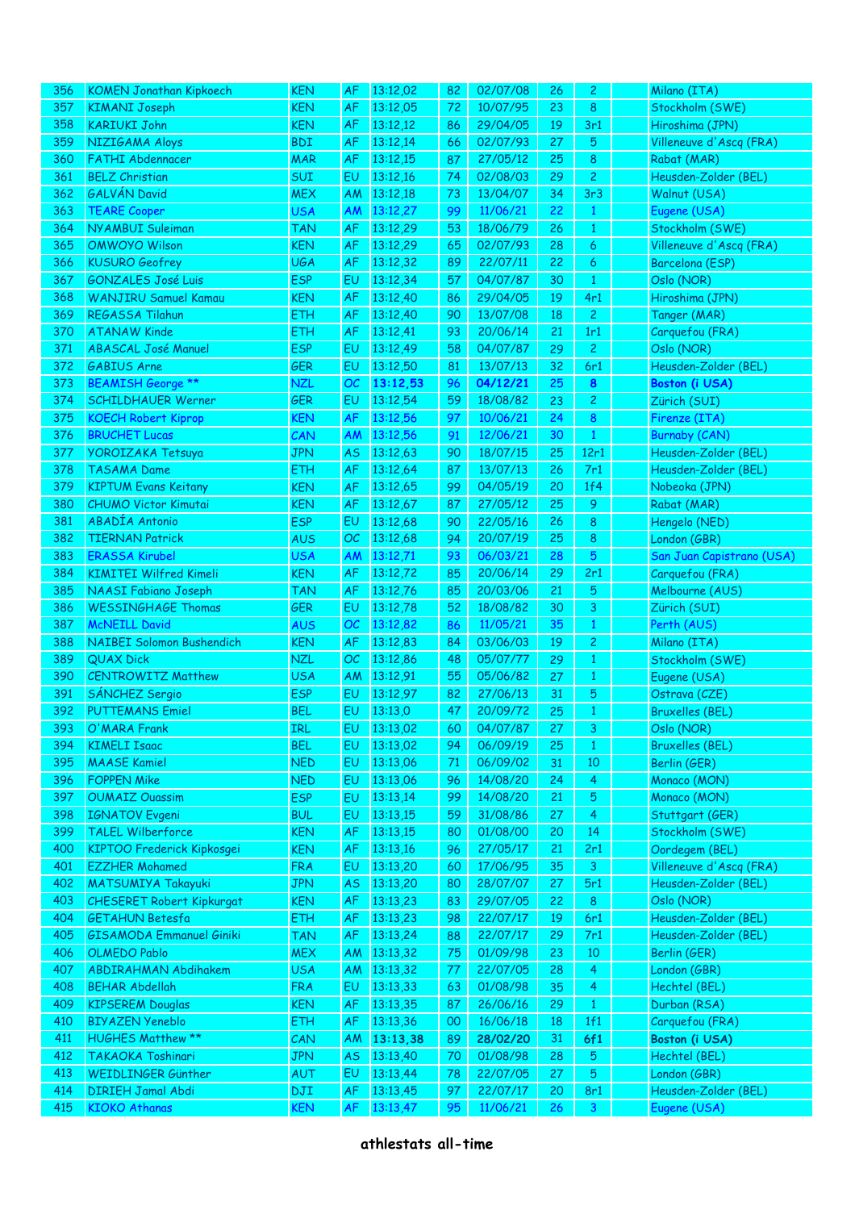| | | | | | | | | | | |
|---|---|---|---|---|---|---|---|---|---|---|
| 356 | KOMEN Jonathan Kipkoech | KEN | AF | 13:12,02 | 82 | 02/07/08 | 26 | 2 | | Milano (ITA) |
| 357 | KIMANI Joseph | KEN | AF | 13:12,05 | 72 | 10/07/95 | 23 | 8 | | Stockholm (SWE) |
| 358 | KARIUKI John | KEN | AF | 13:12,12 | 86 | 29/04/05 | 19 | 3r1 | | Hiroshima (JPN) |
| 359 | NIZIGAMA Aloys | BDI | AF | 13:12,14 | 66 | 02/07/93 | 27 | 5 | | Villeneuve d'Ascq (FRA) |
| 360 | FATHI Abdennacer | MAR | AF | 13:12,15 | 87 | 27/05/12 | 25 | 8 | | Rabat (MAR) |
| 361 | BELZ Christian | SUI | EU | 13:12,16 | 74 | 02/08/03 | 29 | 2 | | Heusden-Zolder (BEL) |
| 362 | GALVÁN David | MEX | AM | 13:12,18 | 73 | 13/04/07 | 34 | 3r3 | | Walnut (USA) |
| 363 | TEARE Cooper | USA | AM | 13:12,27 | 99 | 11/06/21 | 22 | 1 | | Eugene (USA) |
| 364 | NYAMBUI Suleiman | TAN | AF | 13:12,29 | 53 | 18/06/79 | 26 | 1 | | Stockholm (SWE) |
| 365 | OMWOYO Wilson | KEN | AF | 13:12,29 | 65 | 02/07/93 | 28 | 6 | | Villeneuve d'Ascq (FRA) |
| 366 | KUSURO Geofrey | UGA | AF | 13:12,32 | 89 | 22/07/11 | 22 | 6 | | Barcelona (ESP) |
| 367 | GONZALES José Luis | ESP | EU | 13:12,34 | 57 | 04/07/87 | 30 | 1 | | Oslo (NOR) |
| 368 | WANJIRU Samuel Kamau | KEN | AF | 13:12,40 | 86 | 29/04/05 | 19 | 4r1 | | Hiroshima (JPN) |
| 369 | REGASSA Tilahun | ETH | AF | 13:12,40 | 90 | 13/07/08 | 18 | 2 | | Tanger (MAR) |
| 370 | ATANAW Kinde | ETH | AF | 13:12,41 | 93 | 20/06/14 | 21 | 1r1 | | Carquefou (FRA) |
| 371 | ABASCAL José Manuel | ESP | EU | 13:12,49 | 58 | 04/07/87 | 29 | 2 | | Oslo (NOR) |
| 372 | GABIUS Arne | GER | EU | 13:12,50 | 81 | 13/07/13 | 32 | 6r1 | | Heusden-Zolder (BEL) |
| 373 | BEAMISH George ** | NZL | OC | **13:12,53** | 96 | **04/12/21** | 25 | **8** | | **Boston (i USA)** |
| 374 | SCHILDHAUER Werner | GER | EU | 13:12,54 | 59 | 18/08/82 | 23 | 2 | | Zürich (SUI) |
| 375 | KOECH Robert Kiprop | KEN | AF | 13:12,56 | 97 | 10/06/21 | 24 | 8 | | Firenze (ITA) |
| 376 | BRUCHET Lucas | CAN | AM | 13:12,56 | 91 | 12/06/21 | 30 | 1 | | Burnaby (CAN) |
| 377 | YOROIZAKA Tetsuya | JPN | AS | 13:12,63 | 90 | 18/07/15 | 25 | 12r1 | | Heusden-Zolder (BEL) |
| 378 | TASAMA Dame | ETH | AF | 13:12,64 | 87 | 13/07/13 | 26 | 7r1 | | Heusden-Zolder (BEL) |
| 379 | KIPTUM Evans Keitany | KEN | AF | 13:12,65 | 99 | 04/05/19 | 20 | 1f4 | | Nobeoka (JPN) |
| 380 | CHUMO Victor Kimutai | KEN | AF | 13:12,67 | 87 | 27/05/12 | 25 | 9 | | Rabat (MAR) |
| 381 | ABADÍA Antonio | ESP | EU | 13:12,68 | 90 | 22/05/16 | 26 | 8 | | Hengelo (NED) |
| 382 | TIERNAN Patrick | AUS | OC | 13:12,68 | 94 | 20/07/19 | 25 | 8 | | London (GBR) |
| 383 | ERASSA Kirubel | USA | AM | 13:12,71 | 93 | 06/03/21 | 28 | 5 | | San Juan Capistrano (USA) |
| 384 | KIMITEI Wilfred Kimeli | KEN | AF | 13:12,72 | 85 | 20/06/14 | 29 | 2r1 | | Carquefou (FRA) |
| 385 | NAASI Fabiano Joseph | TAN | AF | 13:12,76 | 85 | 20/03/06 | 21 | 5 | | Melbourne (AUS) |
| 386 | WESSINGHAGE Thomas | GER | EU | 13:12,78 | 52 | 18/08/82 | 30 | 3 | | Zürich (SUI) |
| 387 | McNEILL David | AUS | OC | 13:12,82 | 86 | 11/05/21 | 35 | 1 | | Perth (AUS) |
| 388 | NAIBEI Solomon Bushendich | KEN | AF | 13:12,83 | 84 | 03/06/03 | 19 | 2 | | Milano (ITA) |
| 389 | QUAX Dick | NZL | OC | 13:12,86 | 48 | 05/07/77 | 29 | 1 | | Stockholm (SWE) |
| 390 | CENTROWITZ Matthew | USA | AM | 13:12,91 | 55 | 05/06/82 | 27 | 1 | | Eugene (USA) |
| 391 | SÁNCHEZ Sergio | ESP | EU | 13:12,97 | 82 | 27/06/13 | 31 | 5 | | Ostrava (CZE) |
| 392 | PUTTEMANS Emiel | BEL | EU | 13:13,0 | 47 | 20/09/72 | 25 | 1 | | Bruxelles (BEL) |
| 393 | O'MARA Frank | IRL | EU | 13:13,02 | 60 | 04/07/87 | 27 | 3 | | Oslo (NOR) |
| 394 | KIMELI Isaac | BEL | EU | 13:13,02 | 94 | 06/09/19 | 25 | 1 | | Bruxelles (BEL) |
| 395 | MAASE Kamiel | NED | EU | 13:13,06 | 71 | 06/09/02 | 31 | 10 | | Berlin (GER) |
| 396 | FOPPEN Mike | NED | EU | 13:13,06 | 96 | 14/08/20 | 24 | 4 | | Monaco (MON) |
| 397 | OUMAIZ Ouassim | ESP | EU | 13:13,14 | 99 | 14/08/20 | 21 | 5 | | Monaco (MON) |
| 398 | IGNATOV Evgeni | BUL | EU | 13:13,15 | 59 | 31/08/86 | 27 | 4 | | Stuttgart (GER) |
| 399 | TALEL Wilberforce | KEN | AF | 13:13,15 | 80 | 01/08/00 | 20 | 14 | | Stockholm (SWE) |
| 400 | KIPTOO Frederick Kipkosgei | KEN | AF | 13:13,16 | 96 | 27/05/17 | 21 | 2r1 | | Oordegem (BEL) |
| 401 | EZZHER Mohamed | FRA | EU | 13:13,20 | 60 | 17/06/95 | 35 | 3 | | Villeneuve d'Ascq (FRA) |
| 402 | MATSUMIYA Takayuki | JPN | AS | 13:13,20 | 80 | 28/07/07 | 27 | 5r1 | | Heusden-Zolder (BEL) |
| 403 | CHESERET Robert Kipkurgat | KEN | AF | 13:13,23 | 83 | 29/07/05 | 22 | 8 | | Oslo (NOR) |
| 404 | GETAHUN Betesfa | ETH | AF | 13:13,23 | 98 | 22/07/17 | 19 | 6r1 | | Heusden-Zolder (BEL) |
| 405 | GISAMODA Emmanuel Giniki | TAN | AF | 13:13,24 | 88 | 22/07/17 | 29 | 7r1 | | Heusden-Zolder (BEL) |
| 406 | OLMEDO Pablo | MEX | AM | 13:13,32 | 75 | 01/09/98 | 23 | 10 | | Berlin (GER) |
| 407 | ABDIRAHMAN Abdihakem | USA | AM | 13:13,32 | 77 | 22/07/05 | 28 | 4 | | London (GBR) |
| 408 | BEHAR Abdellah | FRA | EU | 13:13,33 | 63 | 01/08/98 | 35 | 4 | | Hechtel (BEL) |
| 409 | KIPSEREM Douglas | KEN | AF | 13:13,35 | 87 | 26/06/16 | 29 | 1 | | Durban (RSA) |
| 410 | BIYAZEN Yeneblo | ETH | AF | 13:13,36 | 00 | 16/06/18 | 18 | 1f1 | | Carquefou (FRA) |
| 411 | HUGHES Matthew ** | CAN | AM | **13:13,38** | 89 | **28/02/20** | 31 | **6f1** | | **Boston (i USA)** |
| 412 | TAKAOKA Toshinari | JPN | AS | 13:13,40 | 70 | 01/08/98 | 28 | 5 | | Hechtel (BEL) |
| 413 | WEIDLINGER Günther | AUT | EU | 13:13,44 | 78 | 22/07/05 | 27 | 5 | | London (GBR) |
| 414 | DIRIEH Jamal Abdi | DJI | AF | 13:13,45 | 97 | 22/07/17 | 20 | 8r1 | | Heusden-Zolder (BEL) |
| 415 | KIOKO Athanas | KEN | AF | 13:13,47 | 95 | 11/06/21 | 26 | 3 | | Eugene (USA) |

**athlestats all-time**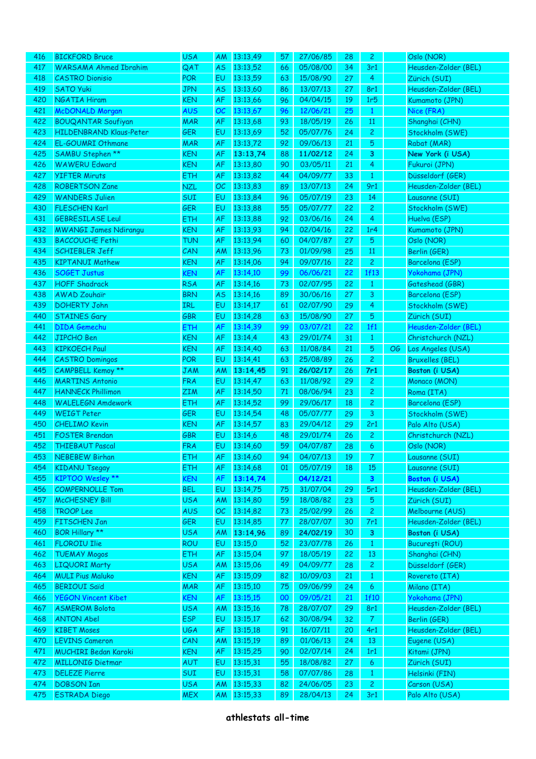| | | | | | | | | | | |
|---|---|---|---|---|---|---|---|---|---|---|
| 416 | BICKFORD Bruce | USA | AM | 13:13,49 | 57 | 27/06/85 | 28 | 2 | | Oslo (NOR) |
| 417 | WARSAMA Ahmed Ibrahim | QAT | AS | 13:13,52 | 66 | 05/08/00 | 34 | 3r1 | | Heusden-Zolder (BEL) |
| 418 | CASTRO Dionisio | POR | EU | 13:13,59 | 63 | 15/08/90 | 27 | 4 | | Zürich (SUI) |
| 419 | SATO Yuki | JPN | AS | 13:13,60 | 86 | 13/07/13 | 27 | 8r1 | | Heusden-Zolder (BEL) |
| 420 | NGATIA Hiram | KEN | AF | 13:13,66 | 96 | 04/04/15 | 19 | 1r5 | | Kumamoto (JPN) |
| 421 | McDONALD Morgan | AUS | OC | 13:13,67 | 96 | 12/06/21 | 25 | 1 | | Nice (FRA) |
| 422 | BOUQANTAR Soufiyan | MAR | AF | 13:13,68 | 93 | 18/05/19 | 26 | 11 | | Shanghai (CHN) |
| 423 | HILDENBRAND Klaus-Peter | GER | EU | 13:13,69 | 52 | 05/07/76 | 24 | 2 | | Stockholm (SWE) |
| 424 | EL-GOUMRI Othmane | MAR | AF | 13:13,72 | 92 | 09/06/13 | 21 | 5 | | Rabat (MAR) |
| 425 | SAMBU Stephen ** | KEN | AF | **13:13,74** | 88 | **11/02/12** | 24 | **3** | | **New York (i USA)** |
| 426 | WAWERU Edward | KEN | AF | 13:13,80 | 90 | 03/05/11 | 21 | 4 | | Fukuroi (JPN) |
| 427 | YIFTER Miruts | ETH | AF | 13:13,82 | 44 | 04/09/77 | 33 | 1 | | Düsseldorf (GER) |
| 428 | ROBERTSON Zane | NZL | OC | 13:13,83 | 89 | 13/07/13 | 24 | 9r1 | | Heusden-Zolder (BEL) |
| 429 | WANDERS Julien | SUI | EU | 13:13,84 | 96 | 05/07/19 | 23 | 14 | | Lausanne (SUI) |
| 430 | FLESCHEN Karl | GER | EU | 13:13,88 | 55 | 05/07/77 | 22 | 2 | | Stockholm (SWE) |
| 431 | GEBRESILASE Leul | ETH | AF | 13:13,88 | 92 | 03/06/16 | 24 | 4 | | Huelva (ESP) |
| 432 | MWANGI James Ndirangu | KEN | AF | 13:13,93 | 94 | 02/04/16 | 22 | 1r4 | | Kumamoto (JPN) |
| 433 | BACCOUCHE Fethi | TUN | AF | 13:13,94 | 60 | 04/07/87 | 27 | 5 | | Oslo (NOR) |
| 434 | SCHIEBLER Jeff | CAN | AM | 13:13,96 | 73 | 01/09/98 | 25 | 11 | | Berlin (GER) |
| 435 | KIPTANUI Mathew | KEN | AF | 13:14,06 | 94 | 09/07/16 | 22 | 2 | | Barcelona (ESP) |
| 436 | SOGET Justus | KEN | AF | 13:14,10 | 99 | 06/06/21 | 22 | 1f13 | | Yokohama (JPN) |
| 437 | HOFF Shadrack | RSA | AF | 13:14,16 | 73 | 02/07/95 | 22 | 1 | | Gateshead (GBR) |
| 438 | AWAD Zouhaïr | BRN | AS | 13:14,16 | 89 | 30/06/16 | 27 | 3 | | Barcelona (ESP) |
| 439 | DOHERTY John | IRL | EU | 13:14,17 | 61 | 02/07/90 | 29 | 4 | | Stockholm (SWE) |
| 440 | STAINES Gary | GBR | EU | 13:14,28 | 63 | 15/08/90 | 27 | 5 | | Zürich (SUI) |
| 441 | DIDA Gemechu | ETH | AF | 13:14,39 | 99 | 03/07/21 | 22 | 1f1 | | Heusden-Zolder (BEL) |
| 442 | JIPCHO Ben | KEN | AF | 13:14,4 | 43 | 29/01/74 | 31 | 1 | | Christchurch (NZL) |
| 443 | KIPKOECH Paul | KEN | AF | 13:14,40 | 63 | 11/08/84 | 21 | 5 | OG | Los Angeles (USA) |
| 444 | CASTRO Domingos | POR | EU | 13:14,41 | 63 | 25/08/89 | 26 | 2 | | Bruxelles (BEL) |
| 445 | CAMPBELL Kemoy ** | JAM | AM | **13:14,45** | 91 | **26/02/17** | 26 | **7r1** | | **Boston (i USA)** |
| 446 | MARTINS Antonio | FRA | EU | 13:14,47 | 63 | 11/08/92 | 29 | 2 | | Monaco (MON) |
| 447 | HANNECK Phillimon | ZIM | AF | 13:14,50 | 71 | 08/06/94 | 23 | 2 | | Roma (ITA) |
| 448 | WALELEGN Amdework | ETH | AF | 13:14,52 | 99 | 29/06/17 | 18 | 2 | | Barcelona (ESP) |
| 449 | WEIGT Peter | GER | EU | 13:14,54 | 48 | 05/07/77 | 29 | 3 | | Stockholm (SWE) |
| 450 | CHELIMO Kevin | KEN | AF | 13:14,57 | 83 | 29/04/12 | 29 | 2r1 | | Palo Alto (USA) |
| 451 | FOSTER Brendan | GBR | EU | 13:14,6 | 48 | 29/01/74 | 26 | 2 | | Christchurch (NZL) |
| 452 | THIEBAUT Pascal | FRA | EU | 13:14,60 | 59 | 04/07/87 | 28 | 6 | | Oslo (NOR) |
| 453 | NEBEBEW Birhan | ETH | AF | 13:14,60 | 94 | 04/07/13 | 19 | 7 | | Lausanne (SUI) |
| 454 | KIDANU Tsegay | ETH | AF | 13:14,68 | 01 | 05/07/19 | 18 | 15 | | Lausanne (SUI) |
| 455 | KIPTOO Wesley ** | KEN | AF | **13:14,74** | | **04/12/21** | | **3** | | **Boston (i USA)** |
| 456 | COMPERNOLLE Tom | BEL | EU | 13:14,75 | 75 | 31/07/04 | 29 | 5r1 | | Heusden-Zolder (BEL) |
| 457 | McCHESNEY Bill | USA | AM | 13:14,80 | 59 | 18/08/82 | 23 | 5 | | Zürich (SUI) |
| 458 | TROOP Lee | AUS | OC | 13:14,82 | 73 | 25/02/99 | 26 | 2 | | Melbourne (AUS) |
| 459 | FITSCHEN Jan | GER | EU | 13:14,85 | 77 | 28/07/07 | 30 | 7r1 | | Heusden-Zolder (BEL) |
| 460 | BOR Hillary ** | USA | AM | **13:14,96** | 89 | **24/02/19** | 30 | **3** | | **Boston (i USA)** |
| 461 | FLOROIU Ilie | ROU | EU | 13:15,0 | 52 | 23/07/78 | 26 | 1 | | Bucureşti (ROU) |
| 462 | TUEMAY Mogos | ETH | AF | 13:15,04 | 97 | 18/05/19 | 22 | 13 | | Shanghai (CHN) |
| 463 | LIQUORI Marty | USA | AM | 13:15,06 | 49 | 04/09/77 | 28 | 2 | | Düsseldorf (GER) |
| 464 | MULI Pius Maluko | KEN | AF | 13:15,09 | 82 | 10/09/03 | 21 | 1 | | Rovereto (ITA) |
| 465 | BERIOUI Said | MAR | AF | 13:15,10 | 75 | 09/06/99 | 24 | 6 | | Milano (ITA) |
| 466 | YEGON Vincent Kibet | KEN | AF | 13:15,15 | 00 | 09/05/21 | 21 | 1f10 | | Yokohama (JPN) |
| 467 | ASMEROM Bolota | USA | AM | 13:15,16 | 78 | 28/07/07 | 29 | 8r1 | | Heusden-Zolder (BEL) |
| 468 | ANTON Abel | ESP | EU | 13:15,17 | 62 | 30/08/94 | 32 | 7 | | Berlin (GER) |
| 469 | KIBET Moses | UGA | AF | 13:15,18 | 91 | 16/07/11 | 20 | 4r1 | | Heusden-Zolder (BEL) |
| 470 | LEVINS Cameron | CAN | AM | 13:15,19 | 89 | 01/06/13 | 24 | 13 | | Eugene (USA) |
| 471 | MUCHIRI Bedan Karoki | KEN | AF | 13:15,25 | 90 | 02/07/14 | 24 | 1r1 | | Kitami (JPN) |
| 472 | MILLONIG Dietmar | AUT | EU | 13:15,31 | 55 | 18/08/82 | 27 | 6 | | Zürich (SUI) |
| 473 | DELEZE Pierre | SUI | EU | 13:15,31 | 58 | 07/07/86 | 28 | 1 | | Helsinki (FIN) |
| 474 | DOBSON Ian | USA | AM | 13:15,33 | 82 | 24/06/05 | 23 | 2 | | Carson (USA) |
| 475 | ESTRADA Diego | MEX | AM | 13:15,33 | 89 | 28/04/13 | 24 | 3r1 | | Palo Alto (USA) |

**athlestats all-time**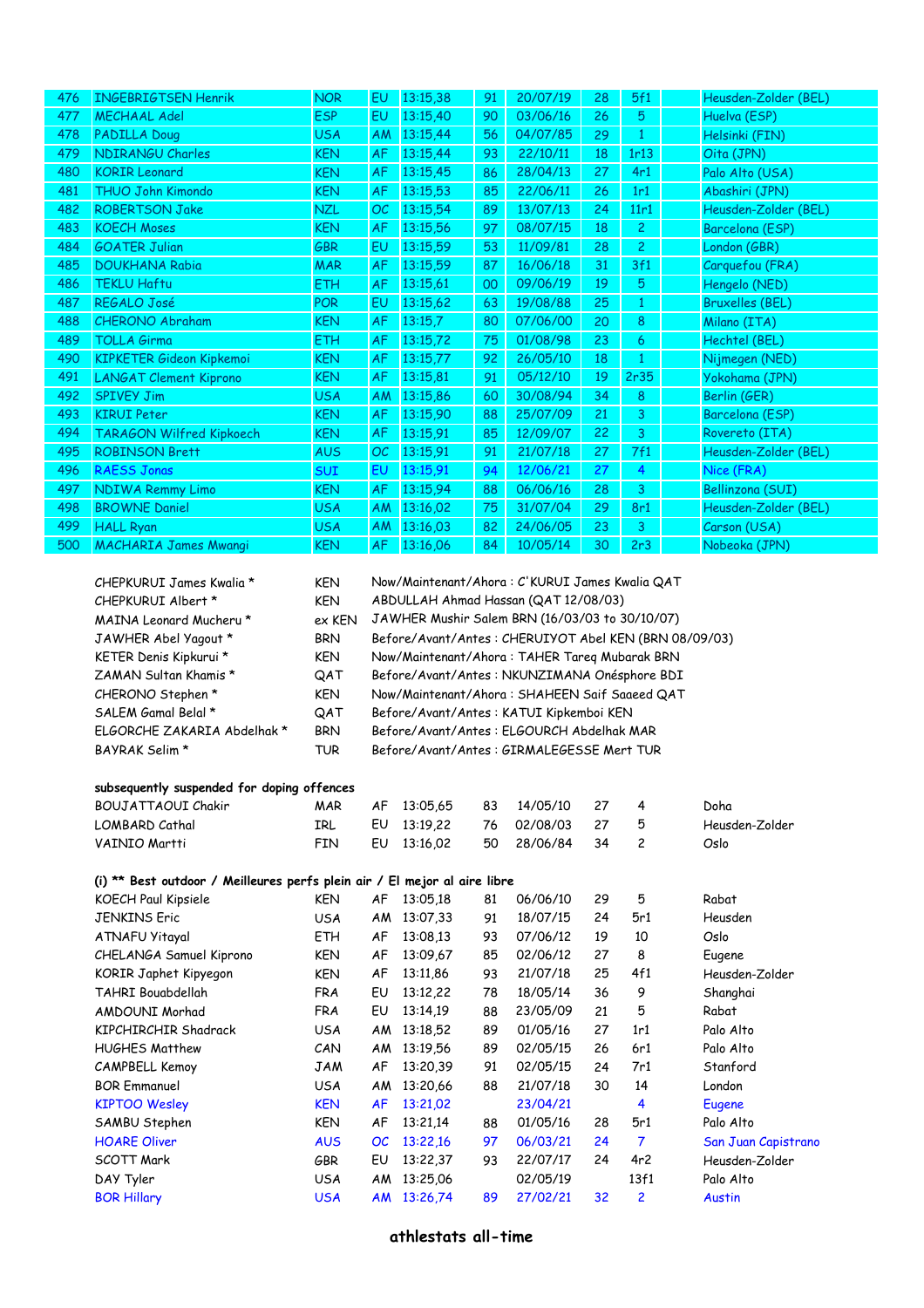| | | | | | | | | | | |
|---|---|---|---|---|---|---|---|---|---|---|
| 476 | INGEBRIGTSEN Henrik | NOR | EU | 13:15,38 | 91 | 20/07/19 | 28 | 5f1 | | Heusden-Zolder (BEL) |
| 477 | MECHAAL Adel | ESP | EU | 13:15,40 | 90 | 03/06/16 | 26 | 5 | | Huelva (ESP) |
| 478 | PADILLA Doug | USA | AM | 13:15,44 | 56 | 04/07/85 | 29 | 1 | | Helsinki (FIN) |
| 479 | NDIRANGU Charles | KEN | AF | 13:15,44 | 93 | 22/10/11 | 18 | 1r13 | | Oita (JPN) |
| 480 | KORIR Leonard | KEN | AF | 13:15,45 | 86 | 28/04/13 | 27 | 4r1 | | Palo Alto (USA) |
| 481 | THUO John Kimondo | KEN | AF | 13:15,53 | 85 | 22/06/11 | 26 | 1r1 | | Abashiri (JPN) |
| 482 | ROBERTSON Jake | NZL | OC | 13:15,54 | 89 | 13/07/13 | 24 | 11r1 | | Heusden-Zolder (BEL) |
| 483 | KOECH Moses | KEN | AF | 13:15,56 | 97 | 08/07/15 | 18 | 2 | | Barcelona (ESP) |
| 484 | GOATER Julian | GBR | EU | 13:15,59 | 53 | 11/09/81 | 28 | 2 | | London (GBR) |
| 485 | DOUKHANA Rabia | MAR | AF | 13:15,59 | 87 | 16/06/18 | 31 | 3f1 | | Carquefou (FRA) |
| 486 | TEKLU Haftu | ETH | AF | 13:15,61 | 00 | 09/06/19 | 19 | 5 | | Hengelo (NED) |
| 487 | REGALO José | POR | EU | 13:15,62 | 63 | 19/08/88 | 25 | 1 | | Bruxelles (BEL) |
| 488 | CHERONO Abraham | KEN | AF | 13:15,7 | 80 | 07/06/00 | 20 | 8 | | Milano (ITA) |
| 489 | TOLLA Girma | ETH | AF | 13:15,72 | 75 | 01/08/98 | 23 | 6 | | Hechtel (BEL) |
| 490 | KIPKETER Gideon Kipkemoi | KEN | AF | 13:15,77 | 92 | 26/05/10 | 18 | 1 | | Nijmegen (NED) |
| 491 | LANGAT Clement Kiprono | KEN | AF | 13:15,81 | 91 | 05/12/10 | 19 | 2r35 | | Yokohama (JPN) |
| 492 | SPIVEY Jim | USA | AM | 13:15,86 | 60 | 30/08/94 | 34 | 8 | | Berlin (GER) |
| 493 | KIRUI Peter | KEN | AF | 13:15,90 | 88 | 25/07/09 | 21 | 3 | | Barcelona (ESP) |
| 494 | TARAGON Wilfred Kipkoech | KEN | AF | 13:15,91 | 85 | 12/09/07 | 22 | 3 | | Rovereto (ITA) |
| 495 | ROBINSON Brett | AUS | OC | 13:15,91 | 91 | 21/07/18 | 27 | 7f1 | | Heusden-Zolder (BEL) |
| 496 | RAESS Jonas | SUI | EU | 13:15,91 | 94 | 12/06/21 | 27 | 4 | | Nice (FRA) |
| 497 | NDIWA Remmy Limo | KEN | AF | 13:15,94 | 88 | 06/06/16 | 28 | 3 | | Bellinzona (SUI) |
| 498 | BROWNE Daniel | USA | AM | 13:16,02 | 75 | 31/07/04 | 29 | 8r1 | | Heusden-Zolder (BEL) |
| 499 | HALL Ryan | USA | AM | 13:16,03 | 82 | 24/06/05 | 23 | 3 | | Carson (USA) |
| 500 | MACHARIA James Mwangi | KEN | AF | 13:16,06 | 84 | 10/05/14 | 30 | 2r3 | | Nobeoka (JPN) |

| | | |
|---|---|---|
| CHEPKURUI James Kwalia * | KEN | Now/Maintenant/Ahora : C'KURUI James Kwalia QAT |
| CHEPKURUI Albert * | KEN | ABDULLAH Ahmad Hassan (QAT 12/08/03) |
| MAINA Leonard Mucheru * | ex KEN | JAWHER Mushir Salem BRN (16/03/03 to 30/10/07) |
| JAWHER Abel Yagout * | BRN | Before/Avant/Antes : CHERUIYOT Abel KEN (BRN 08/09/03) |
| KETER Denis Kipkurui * | KEN | Now/Maintenant/Ahora : TAHER Tareq Mubarak BRN |
| ZAMAN Sultan Khamis * | QAT | Before/Avant/Antes : NKUNZIMANA Onésphore BDI |
| CHERONO Stephen * | KEN | Now/Maintenant/Ahora : SHAHEEN Saif Saaeed QAT |
| SALEM Gamal Belal * | QAT | Before/Avant/Antes : KATUI Kipkemboi KEN |
| ELGORCHE ZAKARIA Abdelhak * | BRN | Before/Avant/Antes : ELGOURCH Abdelhak MAR |
| BAYRAK Selim * | TUR | Before/Avant/Antes : GIRMALEGESSE Mert TUR |

**subsequently suspended for doping offences**

| | | | | | | | | |
|---|---|---|---|---|---|---|---|---|
| BOUJATTAOUI Chakir | MAR | AF | 13:05,65 | 83 | 14/05/10 | 27 | 4 | Doha |
| LOMBARD Cathal | IRL | EU | 13:19,22 | 76 | 02/08/03 | 27 | 5 | Heusden-Zolder |
| VAINIO Martti | FIN | EU | 13:16,02 | 50 | 28/06/84 | 34 | 2 | Oslo |

**(i) ** Best outdoor / Meilleures perfs plein air / El mejor al aire libre**

| | | | | | | | | |
|---|---|---|---|---|---|---|---|---|
| KOECH Paul Kipsiele | KEN | AF | 13:05,18 | 81 | 06/06/10 | 29 | 5 | Rabat |
| JENKINS Eric | USA | AM | 13:07,33 | 91 | 18/07/15 | 24 | 5r1 | Heusden |
| ATNAFU Yitayal | ETH | AF | 13:08,13 | 93 | 07/06/12 | 19 | 10 | Oslo |
| CHELANGA Samuel Kiprono | KEN | AF | 13:09,67 | 85 | 02/06/12 | 27 | 8 | Eugene |
| KORIR Japhet Kipyegon | KEN | AF | 13:11,86 | 93 | 21/07/18 | 25 | 4f1 | Heusden-Zolder |
| TAHRI Bouabdellah | FRA | EU | 13:12,22 | 78 | 18/05/14 | 36 | 9 | Shanghai |
| AMDOUNI Morhad | FRA | EU | 13:14,19 | 88 | 23/05/09 | 21 | 5 | Rabat |
| KIPCHIRCHIR Shadrack | USA | AM | 13:18,52 | 89 | 01/05/16 | 27 | 1r1 | Palo Alto |
| HUGHES Matthew | CAN | AM | 13:19,56 | 89 | 02/05/15 | 26 | 6r1 | Palo Alto |
| CAMPBELL Kemoy | JAM | AF | 13:20,39 | 91 | 02/05/15 | 24 | 7r1 | Stanford |
| BOR Emmanuel | USA | AM | 13:20,66 | 88 | 21/07/18 | 30 | 14 | London |
| KIPTOO Wesley | KEN | AF | 13:21,02 | | 23/04/21 | | 4 | Eugene |
| SAMBU Stephen | KEN | AF | 13:21,14 | 88 | 01/05/16 | 28 | 5r1 | Palo Alto |
| HOARE Oliver | AUS | OC | 13:22,16 | 97 | 06/03/21 | 24 | 7 | San Juan Capistrano |
| SCOTT Mark | GBR | EU | 13:22,37 | 93 | 22/07/17 | 24 | 4r2 | Heusden-Zolder |
| DAY Tyler | USA | AM | 13:25,06 | | 02/05/19 | | 13f1 | Palo Alto |
| BOR Hillary | USA | AM | 13:26,74 | 89 | 27/02/21 | 32 | 2 | Austin |

**athlestats all-time**